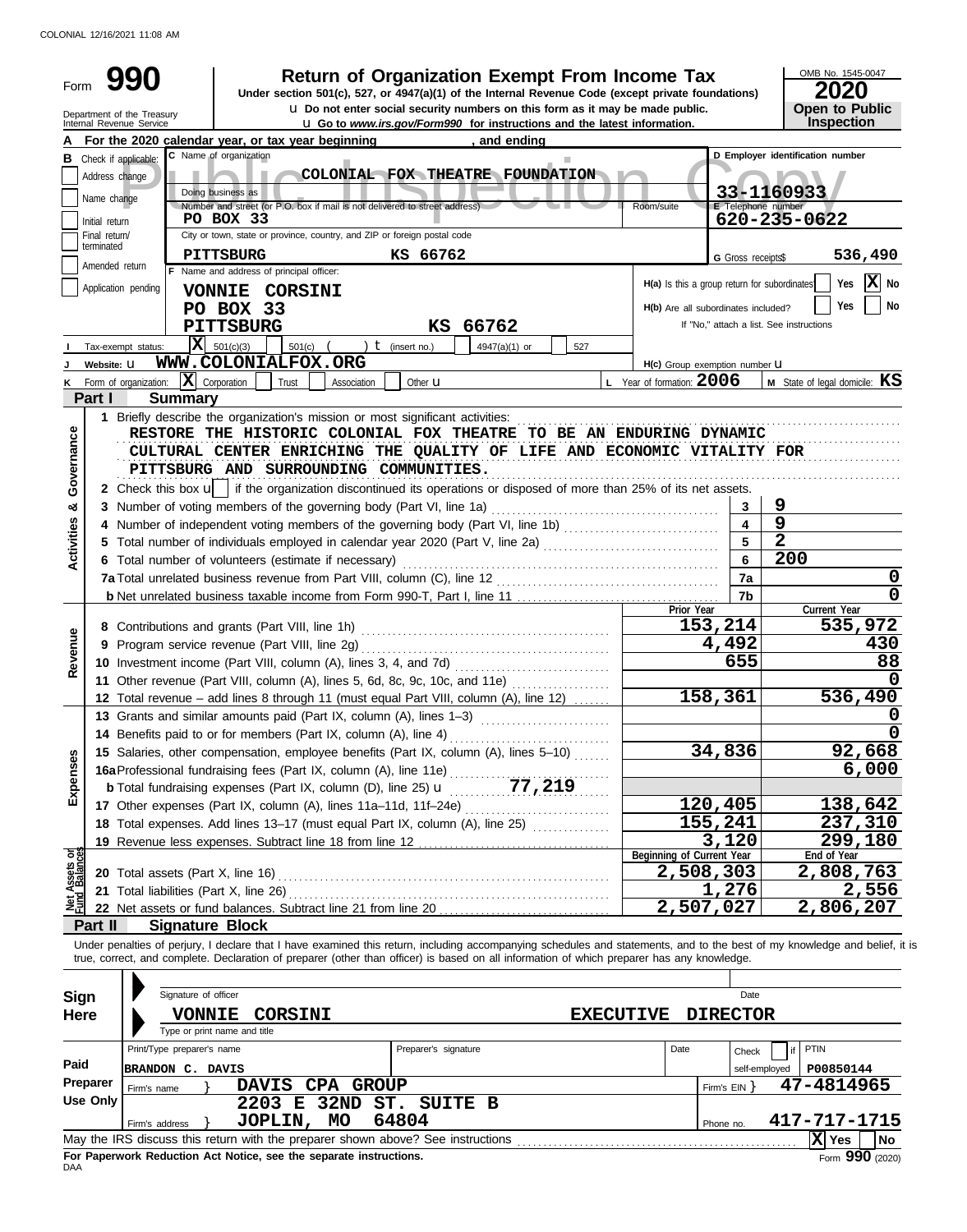COLONIAL 12/16/2021 11:08 AM

# Form 990 — Return of Organization Exempt From Income Tax

**Under section 501(c), 527, or 4947(a)(1) of the Internal Revenue Code (except private foundations)**

u Do not enter social security numbers on this form as it may be made public.

u Go to *www.irs.gov/Form990* for instructions and the latest information.

Department of the Treasury
Internal Revenue Service

OMB No. 1545-0047

**2020**

**Open to Public Inspection**

Public Inspection Copy

**A** For the 2020 calendar year, or tax year beginning , and ending

| | | |
|---|---|---|
| **B** Check if applicable: | **C** Name of organization: COLONIAL FOX THEATRE FOUNDATION | **D** Employer identification number: 33-1160933 |
| Address change | Doing business as | |
| Name change | Number and street (or P.O. box if mail is not delivered to street address): PO BOX 33 — Room/suite | **E** Telephone number: 620-235-0622 |
| Initial return | City or town, state or province, country, and ZIP or foreign postal code: PITTSBURG KS 66762 | **G** Gross receipts$ 536,490 |
| Final return/terminated | | |
| Amended return | **F** Name and address of principal officer: VONNIE CORSINI, PO BOX 33, PITTSBURG KS 66762 | **H(a)** Is this a group return for subordinates? Yes [ ] No [X] |
| Application pending | | **H(b)** Are all subordinates included? Yes [ ] No [ ] If "No," attach a list. See instructions |

**I** Tax-exempt status: [X] 501(c)(3) [ ] 501(c) ( ) t (insert no.) [ ] 4947(a)(1) or [ ] 527

**J** Website: u WWW.COLONIALFOX.ORG — **H(c)** Group exemption number u

**K** Form of organization: [X] Corporation [ ] Trust [ ] Association [ ] Other u — **L** Year of formation: 2006 — **M** State of legal domicile: KS

## Part I — Summary

**Activities & Governance**

1 Briefly describe the organization's mission or most significant activities:
RESTORE THE HISTORIC COLONIAL FOX THEATRE TO BE AN ENDURING DYNAMIC CULTURAL CENTER ENRICHING THE QUALITY OF LIFE AND ECONOMIC VITALITY FOR PITTSBURG AND SURROUNDING COMMUNITIES.

2 Check this box u [ ] if the organization discontinued its operations or disposed of more than 25% of its net assets.

| Line | Description | | Value |
|---|---|---|---|
| 3 | Number of voting members of the governing body (Part VI, line 1a) | 3 | 9 |
| 4 | Number of independent voting members of the governing body (Part VI, line 1b) | 4 | 9 |
| 5 | Total number of individuals employed in calendar year 2020 (Part V, line 2a) | 5 | 2 |
| 6 | Total number of volunteers (estimate if necessary) | 6 | 200 |
| 7a | Total unrelated business revenue from Part VIII, column (C), line 12 | 7a | 0 |
| b | Net unrelated business taxable income from Form 990-T, Part I, line 11 | 7b | 0 |

| | Line | Description | Prior Year | Current Year |
|---|---|---|---|---|
| Revenue | 8 | Contributions and grants (Part VIII, line 1h) | 153,214 | 535,972 |
| | 9 | Program service revenue (Part VIII, line 2g) | 4,492 | 430 |
| | 10 | Investment income (Part VIII, column (A), lines 3, 4, and 7d) | 655 | 88 |
| | 11 | Other revenue (Part VIII, column (A), lines 5, 6d, 8c, 9c, 10c, and 11e) | | 0 |
| | 12 | Total revenue – add lines 8 through 11 (must equal Part VIII, column (A), line 12) | 158,361 | 536,490 |
| Expenses | 13 | Grants and similar amounts paid (Part IX, column (A), lines 1–3) | | 0 |
| | 14 | Benefits paid to or for members (Part IX, column (A), line 4) | | 0 |
| | 15 | Salaries, other compensation, employee benefits (Part IX, column (A), lines 5–10) | 34,836 | 92,668 |
| | 16a | Professional fundraising fees (Part IX, column (A), line 11e) | | 6,000 |
| | b | Total fundraising expenses (Part IX, column (D), line 25) u 77,219 | | |
| | 17 | Other expenses (Part IX, column (A), lines 11a–11d, 11f–24e) | 120,405 | 138,642 |
| | 18 | Total expenses. Add lines 13–17 (must equal Part IX, column (A), line 25) | 155,241 | 237,310 |
| | 19 | Revenue less expenses. Subtract line 18 from line 12 | 3,120 | 299,180 |

| | Line | Description | Beginning of Current Year | End of Year |
|---|---|---|---|---|
| Net Assets or Fund Balances | 20 | Total assets (Part X, line 16) | 2,508,303 | 2,808,763 |
| | 21 | Total liabilities (Part X, line 26) | 1,276 | 2,556 |
| | 22 | Net assets or fund balances. Subtract line 21 from line 20 | 2,507,027 | 2,806,207 |

## Part II — Signature Block

Under penalties of perjury, I declare that I have examined this return, including accompanying schedules and statements, and to the best of my knowledge and belief, it is true, correct, and complete. Declaration of preparer (other than officer) is based on all information of which preparer has any knowledge.

**Sign Here**

Signature of officer — Date

VONNIE CORSINI — EXECUTIVE DIRECTOR

Type or print name and title

**Paid Preparer Use Only**

| Print/Type preparer's name | Preparer's signature | Date | Check [ ] if self-employed | PTIN |
|---|---|---|---|---|
| BRANDON C. DAVIS | | | | P00850144 |

Firm's name } DAVIS CPA GROUP — Firm's EIN } 47-4814965

Firm's address } 2203 E 32ND ST. SUITE B, JOPLIN, MO 64804 — Phone no. 417-717-1715

May the IRS discuss this return with the preparer shown above? See instructions [X] Yes [ ] No

**For Paperwork Reduction Act Notice, see the separate instructions.**

DAA — Form **990** (2020)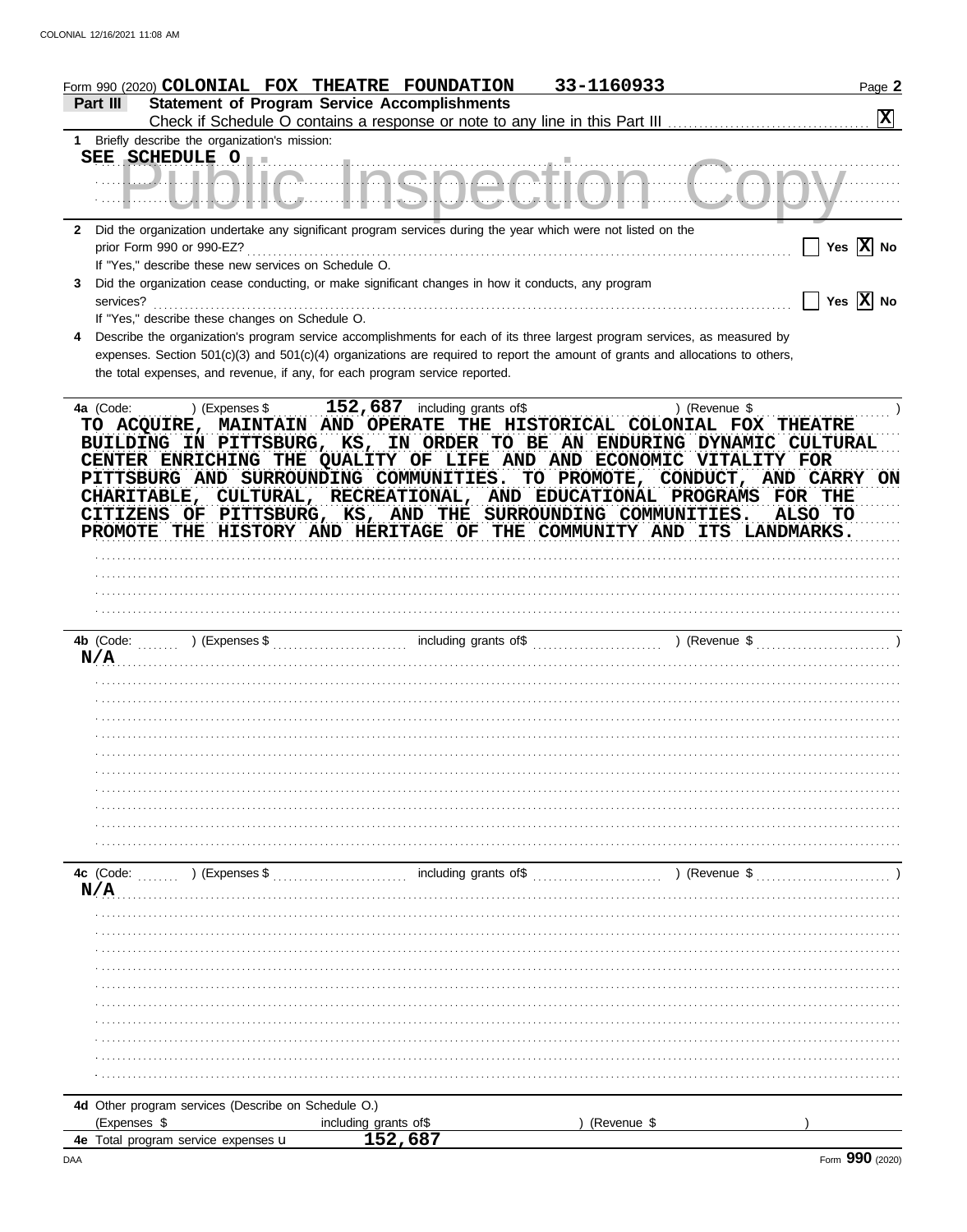Form 990 (2020) COLONIAL FOX THEATRE FOUNDATION 33-1160933 Page 2

**Part III Statement of Program Service Accomplishments**

Check if Schedule O contains a response or note to any line in this Part III [X]

1 Briefly describe the organization's mission:

SEE SCHEDULE O

2 Did the organization undertake any significant program services during the year which were not listed on the prior Form 990 or 990-EZ? [ ] Yes [X] No

If "Yes," describe these new services on Schedule O.

3 Did the organization cease conducting, or make significant changes in how it conducts, any program services? [ ] Yes [X] No

If "Yes," describe these changes on Schedule O.

4 Describe the organization's program service accomplishments for each of its three largest program services, as measured by expenses. Section 501(c)(3) and 501(c)(4) organizations are required to report the amount of grants and allocations to others, the total expenses, and revenue, if any, for each program service reported.

4a (Code: ) (Expenses $ 152,687 including grants of$ ) (Revenue $ )

TO ACQUIRE, MAINTAIN AND OPERATE THE HISTORICAL COLONIAL FOX THEATRE BUILDING IN PITTSBURG, KS, IN ORDER TO BE AN ENDURING DYNAMIC CULTURAL CENTER ENRICHING THE QUALITY OF LIFE AND AND ECONOMIC VITALITY FOR PITTSBURG AND SURROUNDING COMMUNITIES. TO PROMOTE, CONDUCT, AND CARRY ON CHARITABLE, CULTURAL, RECREATIONAL, AND EDUCATIONAL PROGRAMS FOR THE CITIZENS OF PITTSBURG, KS, AND THE SURROUNDING COMMUNITIES. ALSO TO PROMOTE THE HISTORY AND HERITAGE OF THE COMMUNITY AND ITS LANDMARKS.

4b (Code: ) (Expenses $ including grants of$ ) (Revenue $ )

N/A

4c (Code: ) (Expenses $ including grants of$ ) (Revenue $ )

N/A

4d Other program services (Describe on Schedule O.)

(Expenses $ including grants of$ ) (Revenue $ )

4e Total program service expenses 152,687

Form 990 (2020)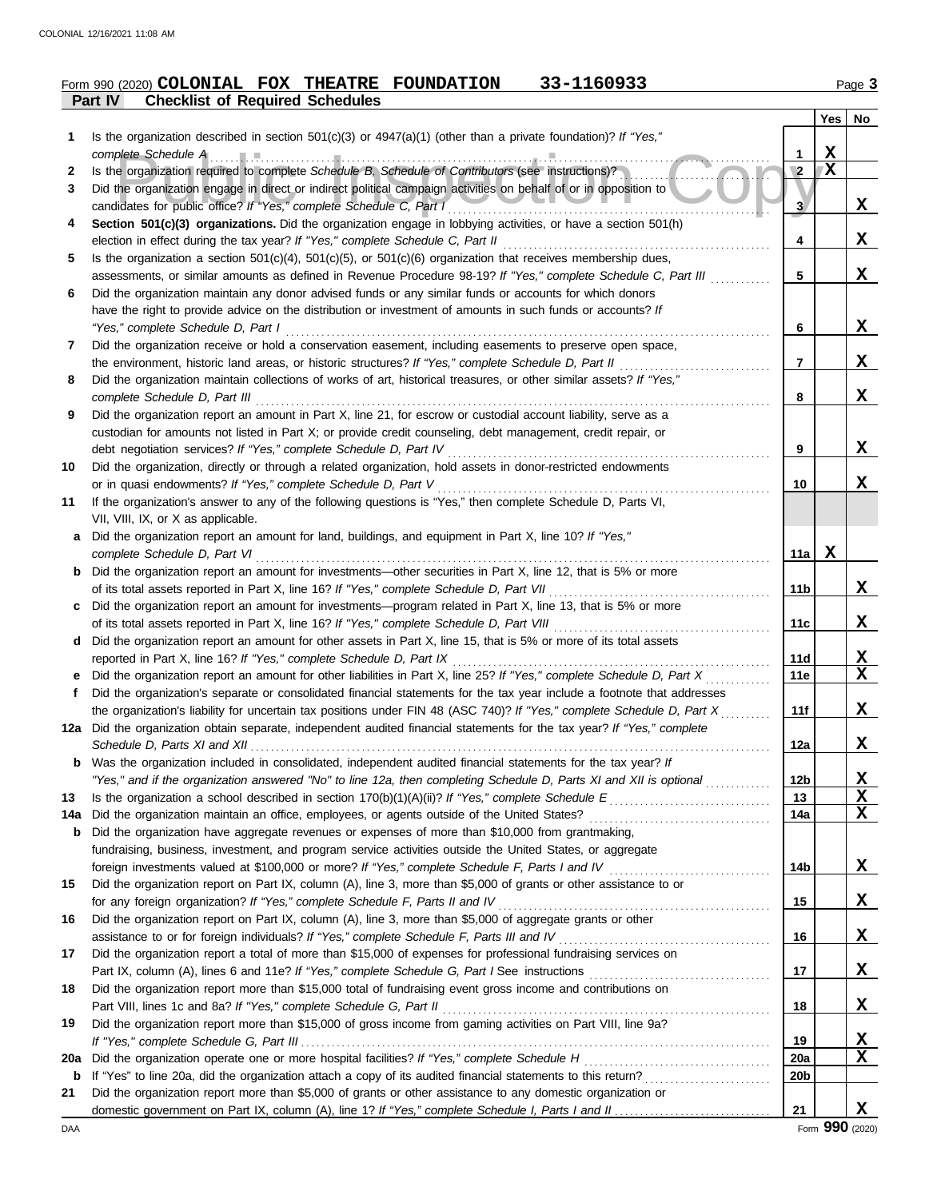Form 990 (2020) **COLONIAL FOX THEATRE FOUNDATION 33-1160933** Page 3

## Part IV Checklist of Required Schedules

| | | | Yes | No |
|---|---|---|---|---|
| 1 | Is the organization described in section 501(c)(3) or 4947(a)(1) (other than a private foundation)? *If "Yes," complete Schedule A* | 1 | X | |
| 2 | Is the organization required to complete *Schedule B, Schedule of Contributors* (see instructions)? | 2 | X | |
| 3 | Did the organization engage in direct or indirect political campaign activities on behalf of or in opposition to candidates for public office? *If "Yes," complete Schedule C, Part I* | 3 | | X |
| 4 | **Section 501(c)(3) organizations.** Did the organization engage in lobbying activities, or have a section 501(h) election in effect during the tax year? *If "Yes," complete Schedule C, Part II* | 4 | | X |
| 5 | Is the organization a section 501(c)(4), 501(c)(5), or 501(c)(6) organization that receives membership dues, assessments, or similar amounts as defined in Revenue Procedure 98-19? *If "Yes," complete Schedule C, Part III* | 5 | | X |
| 6 | Did the organization maintain any donor advised funds or any similar funds or accounts for which donors have the right to provide advice on the distribution or investment of amounts in such funds or accounts? *If "Yes," complete Schedule D, Part I* | 6 | | X |
| 7 | Did the organization receive or hold a conservation easement, including easements to preserve open space, the environment, historic land areas, or historic structures? *If "Yes," complete Schedule D, Part II* | 7 | | X |
| 8 | Did the organization maintain collections of works of art, historical treasures, or other similar assets? *If "Yes," complete Schedule D, Part III* | 8 | | X |
| 9 | Did the organization report an amount in Part X, line 21, for escrow or custodial account liability, serve as a custodian for amounts not listed in Part X; or provide credit counseling, debt management, credit repair, or debt negotiation services? *If "Yes," complete Schedule D, Part IV* | 9 | | X |
| 10 | Did the organization, directly or through a related organization, hold assets in donor-restricted endowments or in quasi endowments? *If "Yes," complete Schedule D, Part V* | 10 | | X |
| 11 | If the organization's answer to any of the following questions is "Yes," then complete Schedule D, Parts VI, VII, VIII, IX, or X as applicable. | | | |
| a | Did the organization report an amount for land, buildings, and equipment in Part X, line 10? *If "Yes," complete Schedule D, Part VI* | 11a | X | |
| b | Did the organization report an amount for investments—other securities in Part X, line 12, that is 5% or more of its total assets reported in Part X, line 16? *If "Yes," complete Schedule D, Part VII* | 11b | | X |
| c | Did the organization report an amount for investments—program related in Part X, line 13, that is 5% or more of its total assets reported in Part X, line 16? *If "Yes," complete Schedule D, Part VIII* | 11c | | X |
| d | Did the organization report an amount for other assets in Part X, line 15, that is 5% or more of its total assets reported in Part X, line 16? *If "Yes," complete Schedule D, Part IX* | 11d | | X |
| e | Did the organization report an amount for other liabilities in Part X, line 25? *If "Yes," complete Schedule D, Part X* | 11e | | X |
| f | Did the organization's separate or consolidated financial statements for the tax year include a footnote that addresses the organization's liability for uncertain tax positions under FIN 48 (ASC 740)? *If "Yes," complete Schedule D, Part X* | 11f | | X |
| 12a | Did the organization obtain separate, independent audited financial statements for the tax year? *If "Yes," complete Schedule D, Parts XI and XII* | 12a | | X |
| b | Was the organization included in consolidated, independent audited financial statements for the tax year? *If "Yes," and if the organization answered "No" to line 12a, then completing Schedule D, Parts XI and XII is optional* | 12b | | X |
| 13 | Is the organization a school described in section 170(b)(1)(A)(ii)? *If "Yes," complete Schedule E* | 13 | | X |
| 14a | Did the organization maintain an office, employees, or agents outside of the United States? | 14a | | X |
| b | Did the organization have aggregate revenues or expenses of more than $10,000 from grantmaking, fundraising, business, investment, and program service activities outside the United States, or aggregate foreign investments valued at $100,000 or more? *If "Yes," complete Schedule F, Parts I and IV* | 14b | | X |
| 15 | Did the organization report on Part IX, column (A), line 3, more than $5,000 of grants or other assistance to or for any foreign organization? *If "Yes," complete Schedule F, Parts II and IV* | 15 | | X |
| 16 | Did the organization report on Part IX, column (A), line 3, more than $5,000 of aggregate grants or other assistance to or for foreign individuals? *If "Yes," complete Schedule F, Parts III and IV* | 16 | | X |
| 17 | Did the organization report a total of more than $15,000 of expenses for professional fundraising services on Part IX, column (A), lines 6 and 11e? *If "Yes," complete Schedule G, Part I* See instructions | 17 | | X |
| 18 | Did the organization report more than $15,000 total of fundraising event gross income and contributions on Part VIII, lines 1c and 8a? *If "Yes," complete Schedule G, Part II* | 18 | | X |
| 19 | Did the organization report more than $15,000 of gross income from gaming activities on Part VIII, line 9a? *If "Yes," complete Schedule G, Part III* | 19 | | X |
| 20a | Did the organization operate one or more hospital facilities? *If "Yes," complete Schedule H* | 20a | | X |
| b | If "Yes" to line 20a, did the organization attach a copy of its audited financial statements to this return? | 20b | | |
| 21 | Did the organization report more than $5,000 of grants or other assistance to any domestic organization or domestic government on Part IX, column (A), line 1? *If "Yes," complete Schedule I, Parts I and II* | 21 | | X |

Form **990** (2020)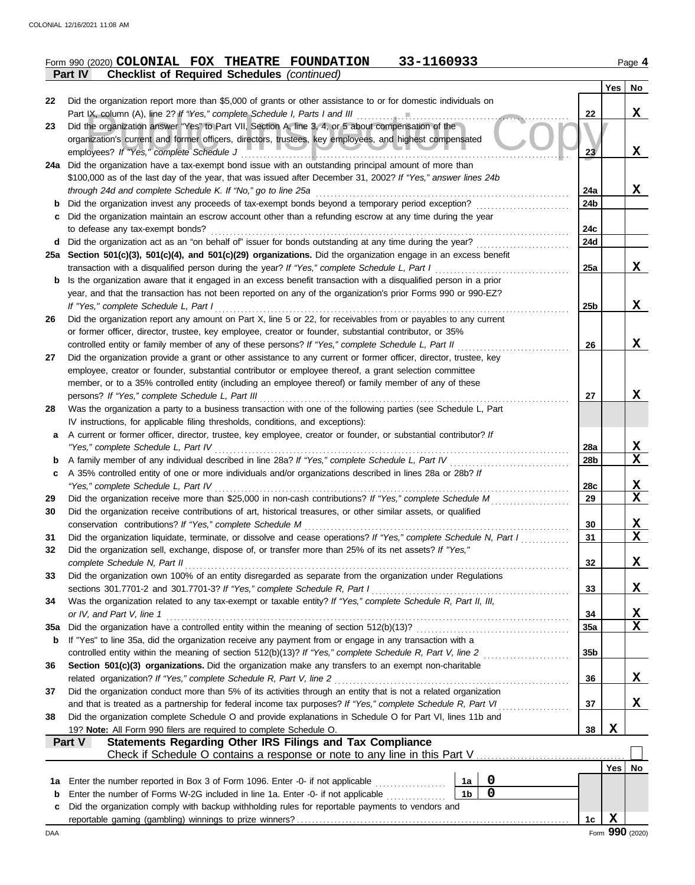Form 990 (2020) **COLONIAL FOX THEATRE FOUNDATION 33-1160933** Page 4

**Part IV Checklist of Required Schedules** *(continued)*

| | | | Yes | No |
|---|---|---|---|---|
| 22 | Did the organization report more than $5,000 of grants or other assistance to or for domestic individuals on Part IX, column (A), line 2? *If "Yes," complete Schedule I, Parts I and III* | 22 | | X |
| 23 | Did the organization answer "Yes" to Part VII, Section A, line 3, 4, or 5 about compensation of the organization's current and former officers, directors, trustees, key employees, and highest compensated employees? *If "Yes," complete Schedule J* | 23 | | X |
| 24a | Did the organization have a tax-exempt bond issue with an outstanding principal amount of more than $100,000 as of the last day of the year, that was issued after December 31, 2002? *If "Yes," answer lines 24b through 24d and complete Schedule K. If "No," go to line 25a* | 24a | | X |
| b | Did the organization invest any proceeds of tax-exempt bonds beyond a temporary period exception? | 24b | | |
| c | Did the organization maintain an escrow account other than a refunding escrow at any time during the year to defease any tax-exempt bonds? | 24c | | |
| d | Did the organization act as an "on behalf of" issuer for bonds outstanding at any time during the year? | 24d | | |
| 25a | **Section 501(c)(3), 501(c)(4), and 501(c)(29) organizations.** Did the organization engage in an excess benefit transaction with a disqualified person during the year? *If "Yes," complete Schedule L, Part I* | 25a | | X |
| b | Is the organization aware that it engaged in an excess benefit transaction with a disqualified person in a prior year, and that the transaction has not been reported on any of the organization's prior Forms 990 or 990-EZ? *If "Yes," complete Schedule L, Part I* | 25b | | X |
| 26 | Did the organization report any amount on Part X, line 5 or 22, for receivables from or payables to any current or former officer, director, trustee, key employee, creator or founder, substantial contributor, or 35% controlled entity or family member of any of these persons? *If "Yes," complete Schedule L, Part II* | 26 | | X |
| 27 | Did the organization provide a grant or other assistance to any current or former officer, director, trustee, key employee, creator or founder, substantial contributor or employee thereof, a grant selection committee member, or to a 35% controlled entity (including an employee thereof) or family member of any of these persons? *If "Yes," complete Schedule L, Part III* | 27 | | X |
| 28 | Was the organization a party to a business transaction with one of the following parties (see Schedule L, Part IV instructions, for applicable filing thresholds, conditions, and exceptions): | | | |
| a | A current or former officer, director, trustee, key employee, creator or founder, or substantial contributor? *If "Yes," complete Schedule L, Part IV* | 28a | | X |
| b | A family member of any individual described in line 28a? *If "Yes," complete Schedule L, Part IV* | 28b | | X |
| c | A 35% controlled entity of one or more individuals and/or organizations described in lines 28a or 28b? *If "Yes," complete Schedule L, Part IV* | 28c | | X |
| 29 | Did the organization receive more than $25,000 in non-cash contributions? *If "Yes," complete Schedule M* | 29 | | X |
| 30 | Did the organization receive contributions of art, historical treasures, or other similar assets, or qualified conservation contributions? *If "Yes," complete Schedule M* | 30 | | X |
| 31 | Did the organization liquidate, terminate, or dissolve and cease operations? *If "Yes," complete Schedule N, Part I* | 31 | | X |
| 32 | Did the organization sell, exchange, dispose of, or transfer more than 25% of its net assets? *If "Yes," complete Schedule N, Part II* | 32 | | X |
| 33 | Did the organization own 100% of an entity disregarded as separate from the organization under Regulations sections 301.7701-2 and 301.7701-3? *If "Yes," complete Schedule R, Part I* | 33 | | X |
| 34 | Was the organization related to any tax-exempt or taxable entity? *If "Yes," complete Schedule R, Part II, III, or IV, and Part V, line 1* | 34 | | X |
| 35a | Did the organization have a controlled entity within the meaning of section 512(b)(13)? | 35a | | X |
| b | If "Yes" to line 35a, did the organization receive any payment from or engage in any transaction with a controlled entity within the meaning of section 512(b)(13)? *If "Yes," complete Schedule R, Part V, line 2* | 35b | | |
| 36 | **Section 501(c)(3) organizations.** Did the organization make any transfers to an exempt non-charitable related organization? *If "Yes," complete Schedule R, Part V, line 2* | 36 | | X |
| 37 | Did the organization conduct more than 5% of its activities through an entity that is not a related organization and that is treated as a partnership for federal income tax purposes? *If "Yes," complete Schedule R, Part VI* | 37 | | X |
| 38 | Did the organization complete Schedule O and provide explanations in Schedule O for Part VI, lines 11b and 19? **Note:** All Form 990 filers are required to complete Schedule O. | 38 | X | |

**Part V Statements Regarding Other IRS Filings and Tax Compliance**

Check if Schedule O contains a response or note to any line in this Part V ☐

| | | | | | Yes | No |
|---|---|---|---|---|---|---|
| 1a | Enter the number reported in Box 3 of Form 1096. Enter -0- if not applicable | 1a | 0 | | | |
| b | Enter the number of Forms W-2G included in line 1a. Enter -0- if not applicable | 1b | 0 | | | |
| c | Did the organization comply with backup withholding rules for reportable payments to vendors and reportable gaming (gambling) winnings to prize winners? | | | 1c | X | |

DAA Form **990** (2020)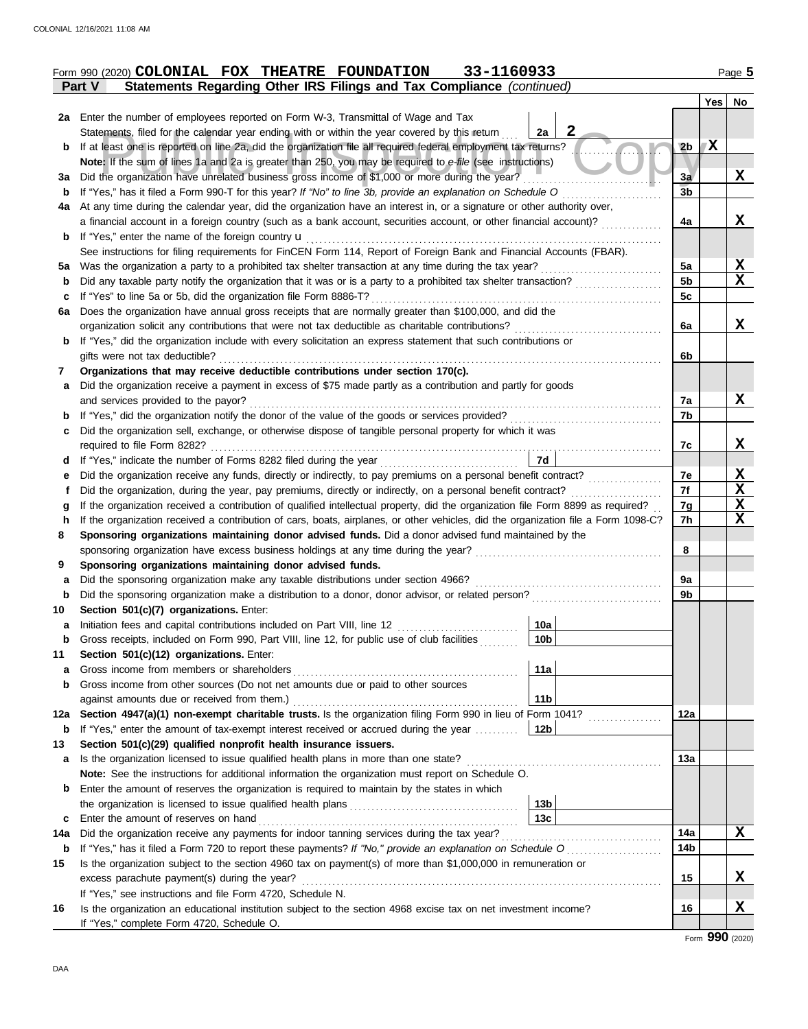Form 990 (2020) **COLONIAL FOX THEATRE FOUNDATION 33-1160933** Page 5

**Part V Statements Regarding Other IRS Filings and Tax Compliance** *(continued)*

| | | | | | Yes | No |
|---|---|---|---|---|---|---|
| **2a** | Enter the number of employees reported on Form W-3, Transmittal of Wage and Tax Statements, filed for the calendar year ending with or within the year covered by this return | 2a | 2 | | | |
| **b** | If at least one is reported on line 2a, did the organization file all required federal employment tax returns? | | | 2b | X | |
| | **Note:** If the sum of lines 1a and 2a is greater than 250, you may be required to *e-file* (see instructions) | | | | | |
| **3a** | Did the organization have unrelated business gross income of $1,000 or more during the year? | | | 3a | | X |
| **b** | If "Yes," has it filed a Form 990-T for this year? *If "No" to line 3b, provide an explanation on Schedule O* | | | 3b | | |
| **4a** | At any time during the calendar year, did the organization have an interest in, or a signature or other authority over, a financial account in a foreign country (such as a bank account, securities account, or other financial account)? | | | 4a | | X |
| **b** | If "Yes," enter the name of the foreign country u | | | | | |
| | See instructions for filing requirements for FinCEN Form 114, Report of Foreign Bank and Financial Accounts (FBAR). | | | | | |
| **5a** | Was the organization a party to a prohibited tax shelter transaction at any time during the tax year? | | | 5a | | X |
| **b** | Did any taxable party notify the organization that it was or is a party to a prohibited tax shelter transaction? | | | 5b | | X |
| **c** | If "Yes" to line 5a or 5b, did the organization file Form 8886-T? | | | 5c | | |
| **6a** | Does the organization have annual gross receipts that are normally greater than $100,000, and did the organization solicit any contributions that were not tax deductible as charitable contributions? | | | 6a | | X |
| **b** | If "Yes," did the organization include with every solicitation an express statement that such contributions or gifts were not tax deductible? | | | 6b | | |
| **7** | **Organizations that may receive deductible contributions under section 170(c).** | | | | | |
| **a** | Did the organization receive a payment in excess of $75 made partly as a contribution and partly for goods and services provided to the payor? | | | 7a | | X |
| **b** | If "Yes," did the organization notify the donor of the value of the goods or services provided? | | | 7b | | |
| **c** | Did the organization sell, exchange, or otherwise dispose of tangible personal property for which it was required to file Form 8282? | | | 7c | | X |
| **d** | If "Yes," indicate the number of Forms 8282 filed during the year | 7d | | | | |
| **e** | Did the organization receive any funds, directly or indirectly, to pay premiums on a personal benefit contract? | | | 7e | | X |
| **f** | Did the organization, during the year, pay premiums, directly or indirectly, on a personal benefit contract? | | | 7f | | X |
| **g** | If the organization received a contribution of qualified intellectual property, did the organization file Form 8899 as required? | | | 7g | | X |
| **h** | If the organization received a contribution of cars, boats, airplanes, or other vehicles, did the organization file a Form 1098-C? | | | 7h | | X |
| **8** | **Sponsoring organizations maintaining donor advised funds.** Did a donor advised fund maintained by the sponsoring organization have excess business holdings at any time during the year? | | | 8 | | |
| **9** | **Sponsoring organizations maintaining donor advised funds.** | | | | | |
| **a** | Did the sponsoring organization make any taxable distributions under section 4966? | | | 9a | | |
| **b** | Did the sponsoring organization make a distribution to a donor, donor advisor, or related person? | | | 9b | | |
| **10** | **Section 501(c)(7) organizations.** Enter: | | | | | |
| **a** | Initiation fees and capital contributions included on Part VIII, line 12 | 10a | | | | |
| **b** | Gross receipts, included on Form 990, Part VIII, line 12, for public use of club facilities | 10b | | | | |
| **11** | **Section 501(c)(12) organizations.** Enter: | | | | | |
| **a** | Gross income from members or shareholders | 11a | | | | |
| **b** | Gross income from other sources (Do not net amounts due or paid to other sources against amounts due or received from them.) | 11b | | | | |
| **12a** | **Section 4947(a)(1) non-exempt charitable trusts.** Is the organization filing Form 990 in lieu of Form 1041? | | | 12a | | |
| **b** | If "Yes," enter the amount of tax-exempt interest received or accrued during the year | 12b | | | | |
| **13** | **Section 501(c)(29) qualified nonprofit health insurance issuers.** | | | | | |
| **a** | Is the organization licensed to issue qualified health plans in more than one state? | | | 13a | | |
| | **Note:** See the instructions for additional information the organization must report on Schedule O. | | | | | |
| **b** | Enter the amount of reserves the organization is required to maintain by the states in which the organization is licensed to issue qualified health plans | 13b | | | | |
| **c** | Enter the amount of reserves on hand | 13c | | | | |
| **14a** | Did the organization receive any payments for indoor tanning services during the tax year? | | | 14a | | X |
| **b** | If "Yes," has it filed a Form 720 to report these payments? *If "No," provide an explanation on Schedule O* | | | 14b | | |
| **15** | Is the organization subject to the section 4960 tax on payment(s) of more than $1,000,000 in remuneration or excess parachute payment(s) during the year? | | | 15 | | X |
| | If "Yes," see instructions and file Form 4720, Schedule N. | | | | | |
| **16** | Is the organization an educational institution subject to the section 4968 excise tax on net investment income? | | | 16 | | X |
| | If "Yes," complete Form 4720, Schedule O. | | | | | |

Form **990** (2020)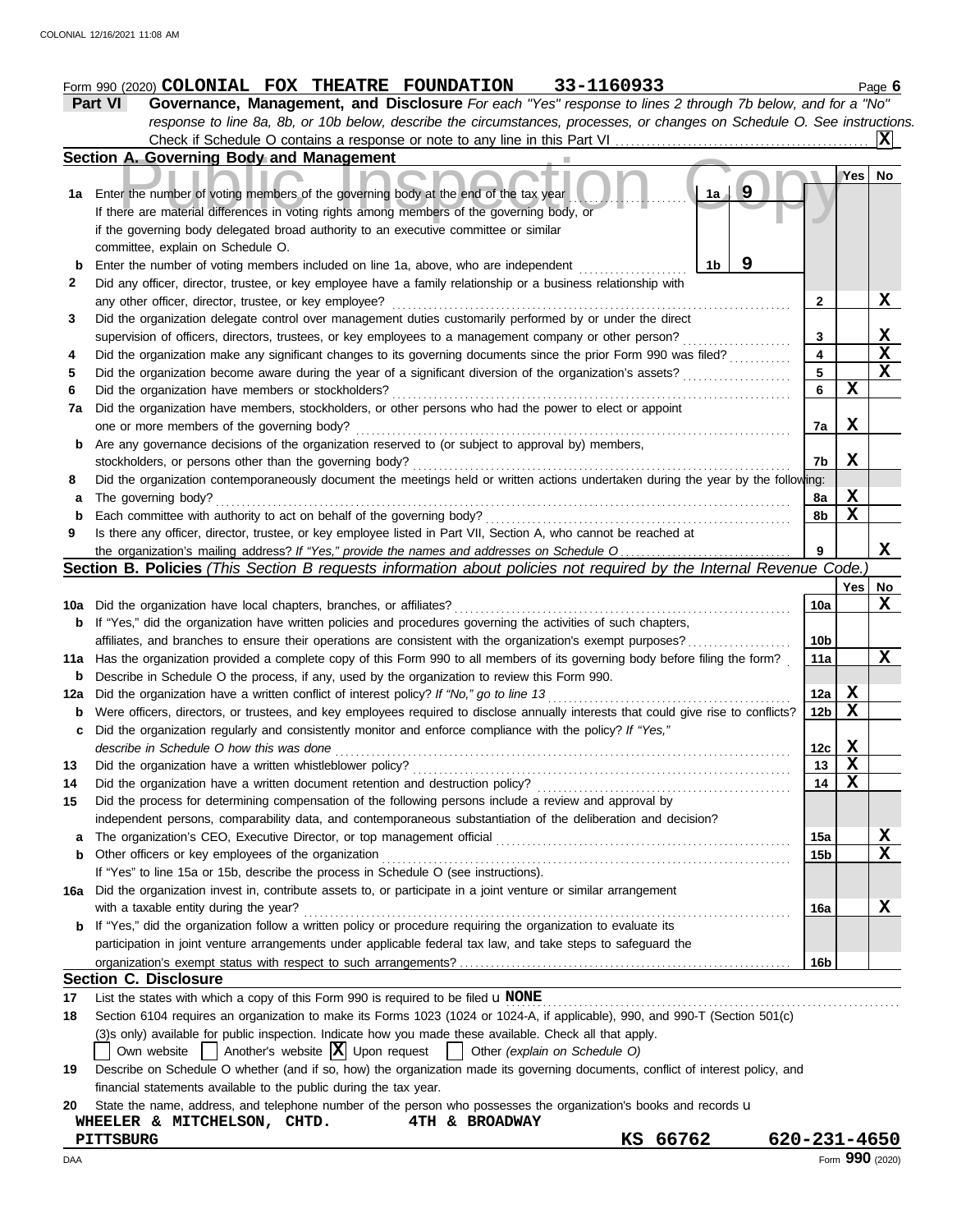Form 990 (2020) **COLONIAL FOX THEATRE FOUNDATION 33-1160933** Page **6**

## Part VI Governance, Management, and Disclosure

*For each "Yes" response to lines 2 through 7b below, and for a "No" response to line 8a, 8b, or 10b below, describe the circumstances, processes, or changes on Schedule O. See instructions.*

Check if Schedule O contains a response or note to any line in this Part VI ..... **X**

### Section A. Governing Body and Management

| | | | Yes | No |
|---|---|---|---|---|
| **1a** | Enter the number of voting members of the governing body at the end of the tax year ..... 1a **9**<br>If there are material differences in voting rights among members of the governing body, or if the governing body delegated broad authority to an executive committee or similar committee, explain on Schedule O. | | | |
| **b** | Enter the number of voting members included on line 1a, above, who are independent ..... 1b **9** | | | |
| **2** | Did any officer, director, trustee, or key employee have a family relationship or a business relationship with any other officer, director, trustee, or key employee? | 2 | | **X** |
| **3** | Did the organization delegate control over management duties customarily performed by or under the direct supervision of officers, directors, trustees, or key employees to a management company or other person? | 3 | | **X** |
| **4** | Did the organization make any significant changes to its governing documents since the prior Form 990 was filed? | 4 | | **X** |
| **5** | Did the organization become aware during the year of a significant diversion of the organization's assets? | 5 | | **X** |
| **6** | Did the organization have members or stockholders? | 6 | **X** | |
| **7a** | Did the organization have members, stockholders, or other persons who had the power to elect or appoint one or more members of the governing body? | 7a | **X** | |
| **b** | Are any governance decisions of the organization reserved to (or subject to approval by) members, stockholders, or persons other than the governing body? | 7b | **X** | |
| **8** | Did the organization contemporaneously document the meetings held or written actions undertaken during the year by the following: | | | |
| **a** | The governing body? | 8a | **X** | |
| **b** | Each committee with authority to act on behalf of the governing body? | 8b | **X** | |
| **9** | Is there any officer, director, trustee, or key employee listed in Part VII, Section A, who cannot be reached at the organization's mailing address? *If "Yes," provide the names and addresses on Schedule O* | 9 | | **X** |

### Section B. Policies *(This Section B requests information about policies not required by the Internal Revenue Code.)*

| | | | Yes | No |
|---|---|---|---|---|
| **10a** | Did the organization have local chapters, branches, or affiliates? | 10a | | **X** |
| **b** | If "Yes," did the organization have written policies and procedures governing the activities of such chapters, affiliates, and branches to ensure their operations are consistent with the organization's exempt purposes? | 10b | | |
| **11a** | Has the organization provided a complete copy of this Form 990 to all members of its governing body before filing the form? | 11a | | **X** |
| **b** | Describe in Schedule O the process, if any, used by the organization to review this Form 990. | | | |
| **12a** | Did the organization have a written conflict of interest policy? *If "No," go to line 13* | 12a | **X** | |
| **b** | Were officers, directors, or trustees, and key employees required to disclose annually interests that could give rise to conflicts? | 12b | **X** | |
| **c** | Did the organization regularly and consistently monitor and enforce compliance with the policy? *If "Yes," describe in Schedule O how this was done* | 12c | **X** | |
| **13** | Did the organization have a written whistleblower policy? | 13 | **X** | |
| **14** | Did the organization have a written document retention and destruction policy? | 14 | **X** | |
| **15** | Did the process for determining compensation of the following persons include a review and approval by independent persons, comparability data, and contemporaneous substantiation of the deliberation and decision? | | | |
| **a** | The organization's CEO, Executive Director, or top management official | 15a | | **X** |
| **b** | Other officers or key employees of the organization | 15b | | **X** |
| | If "Yes" to line 15a or 15b, describe the process in Schedule O (see instructions). | | | |
| **16a** | Did the organization invest in, contribute assets to, or participate in a joint venture or similar arrangement with a taxable entity during the year? | 16a | | **X** |
| **b** | If "Yes," did the organization follow a written policy or procedure requiring the organization to evaluate its participation in joint venture arrangements under applicable federal tax law, and take steps to safeguard the organization's exempt status with respect to such arrangements? | 16b | | |

### Section C. Disclosure

**17** List the states with which a copy of this Form 990 is required to be filed **NONE**

**18** Section 6104 requires an organization to make its Forms 1023 (1024 or 1024-A, if applicable), 990, and 990-T (Section 501(c)(3)s only) available for public inspection. Indicate how you made these available. Check all that apply.

☐ Own website ☐ Another's website ☒ Upon request ☐ Other *(explain on Schedule O)*

**19** Describe on Schedule O whether (and if so, how) the organization made its governing documents, conflict of interest policy, and financial statements available to the public during the tax year.

**20** State the name, address, and telephone number of the person who possesses the organization's books and records

**WHEELER & MITCHELSON, CHTD. 4TH & BROADWAY**
**PITTSBURG KS 66762 620-231-4650**

Form **990** (2020)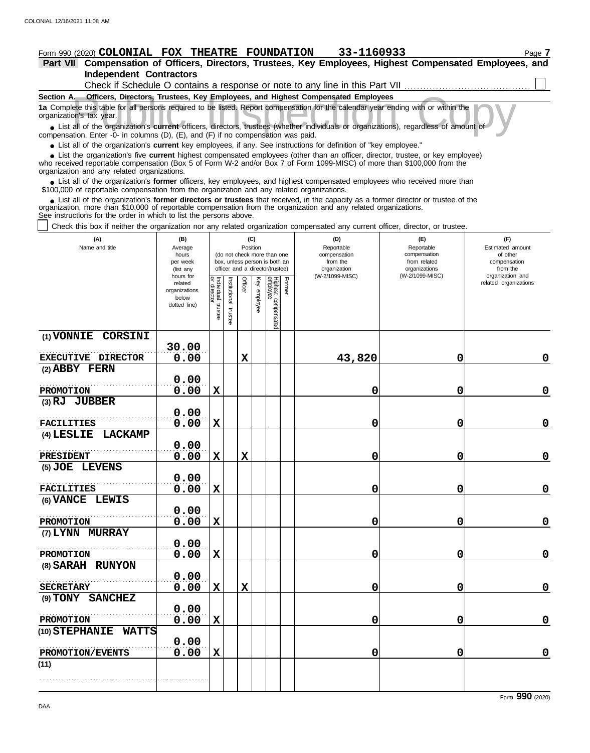Form 990 (2020) **COLONIAL FOX THEATRE FOUNDATION** 33-1160933

**Part VII Compensation of Officers, Directors, Trustees, Key Employees, Highest Compensated Employees, and Independent Contractors**

Check if Schedule O contains a response or note to any line in this Part VII ☐

**Section A. Officers, Directors, Trustees, Key Employees, and Highest Compensated Employees**

**1a** Complete this table for all persons required to be listed. Report compensation for the calendar year ending with or within the organization's tax year.

- List all of the organization's **current** officers, directors, trustees (whether individuals or organizations), regardless of amount of compensation. Enter -0- in columns (D), (E), and (F) if no compensation was paid.
- List all of the organization's **current** key employees, if any. See instructions for definition of "key employee."
- List the organization's five **current** highest compensated employees (other than an officer, director, trustee, or key employee) who received reportable compensation (Box 5 of Form W-2 and/or Box 7 of Form 1099-MISC) of more than $100,000 from the organization and any related organizations.
- List all of the organization's **former** officers, key employees, and highest compensated employees who received more than $100,000 of reportable compensation from the organization and any related organizations.
- List all of the organization's **former directors or trustees** that received, in the capacity as a former director or trustee of the organization, more than $10,000 of reportable compensation from the organization and any related organizations.

See instructions for the order in which to list the persons above.

☐ Check this box if neither the organization nor any related organization compensated any current officer, director, or trustee.

| (A) Name and title | (B) Average hours per week (list any hours for related organizations below dotted line) | (C) Position: Individual trustee or director | Institutional trustee | Officer | Key employee | Highest compensated employee | Former | (D) Reportable compensation from the organization (W-2/1099-MISC) | (E) Reportable compensation from related organizations (W-2/1099-MISC) | (F) Estimated amount of other compensation from the organization and related organizations |
|---|---|---|---|---|---|---|---|---|---|---|
| (1) VONNIE CORSINI<br>EXECUTIVE DIRECTOR | 30.00<br>0.00 | | | X | | | | 43,820 | 0 | 0 |
| (2) ABBY FERN<br>PROMOTION | 0.00<br>0.00 | X | | | | | | 0 | 0 | 0 |
| (3) RJ JUBBER<br>FACILITIES | 0.00<br>0.00 | X | | | | | | 0 | 0 | 0 |
| (4) LESLIE LACKAMP<br>PRESIDENT | 0.00<br>0.00 | X | | X | | | | 0 | 0 | 0 |
| (5) JOE LEVENS<br>FACILITIES | 0.00<br>0.00 | X | | | | | | 0 | 0 | 0 |
| (6) VANCE LEWIS<br>PROMOTION | 0.00<br>0.00 | X | | | | | | 0 | 0 | 0 |
| (7) LYNN MURRAY<br>PROMOTION | 0.00<br>0.00 | X | | | | | | 0 | 0 | 0 |
| (8) SARAH RUNYON<br>SECRETARY | 0.00<br>0.00 | X | | X | | | | 0 | 0 | 0 |
| (9) TONY SANCHEZ<br>PROMOTION | 0.00<br>0.00 | X | | | | | | 0 | 0 | 0 |
| (10) STEPHANIE WATTS<br>PROMOTION/EVENTS | 0.00<br>0.00 | X | | | | | | 0 | 0 | 0 |
| (11) | | | | | | | | | | |

Form **990** (2020)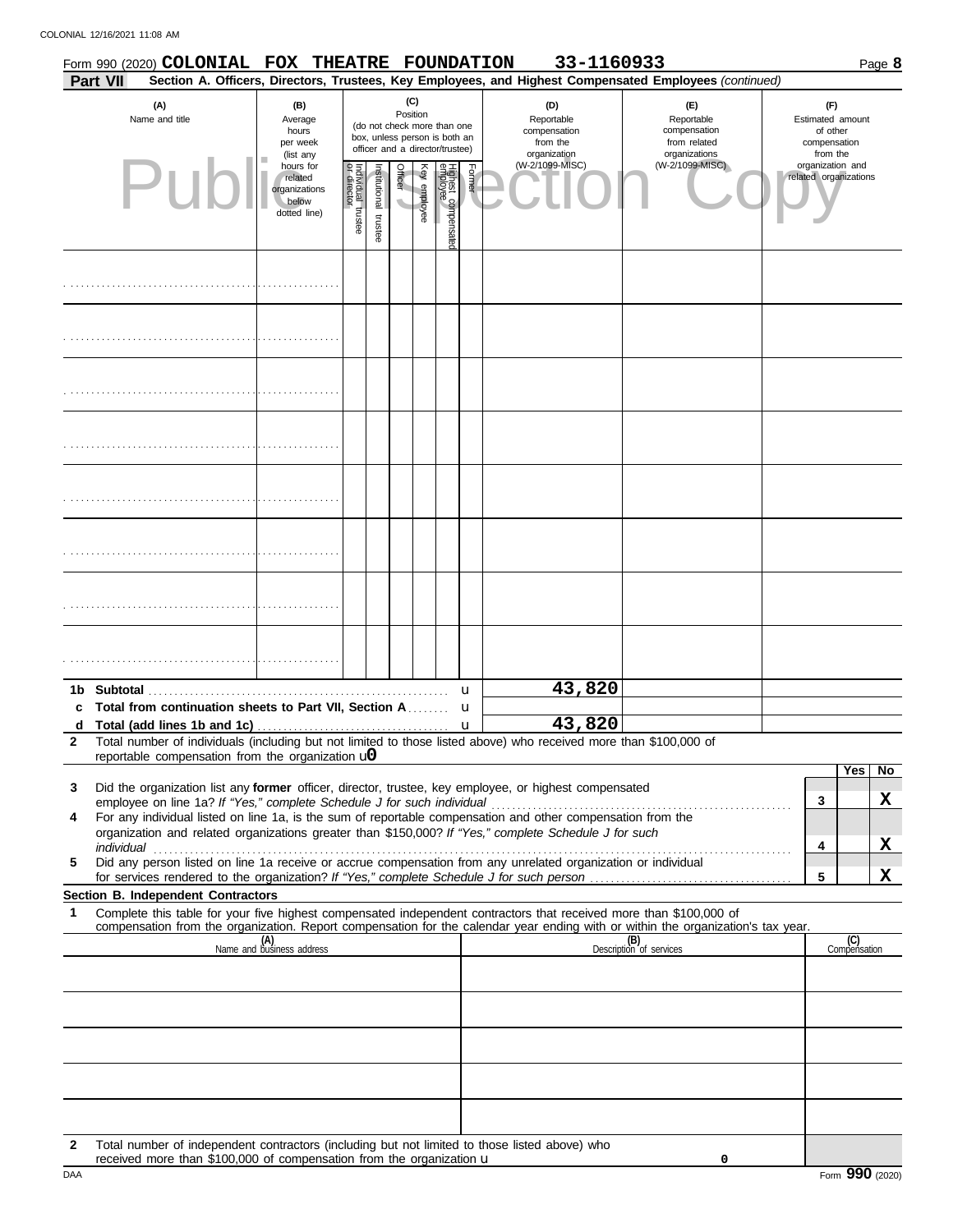Form 990 (2020) **COLONIAL FOX THEATRE FOUNDATION 33-1160933** Page **8**

**Part VII** **Section A. Officers, Directors, Trustees, Key Employees, and Highest Compensated Employees** *(continued)*

| (A) Name and title | (B) Average hours per week (list any hours for related organizations below dotted line) | (C) Position (do not check more than one box, unless person is both an officer and a director/trustee) | | | | | | (D) Reportable compensation from the organization (W-2/1099-MISC) | (E) Reportable compensation from related organizations (W-2/1099-MISC) | (F) Estimated amount of other compensation from the organization and related organizations |
|---|---|---|---|---|---|---|---|---|---|---|
| | | Individual trustee or director | Institutional trustee | Officer | Key employee | Highest compensated employee | Former | | | |
| | | | | | | | | | | |
| | | | | | | | | | | |
| | | | | | | | | | | |
| | | | | | | | | | | |
| | | | | | | | | | | |
| | | | | | | | | | | |
| | | | | | | | | | | |
| | | | | | | | | | | |

| | | (D) | (E) | (F) |
|---|---|---|---|---|
| **1b** | **Subtotal** | 43,820 | | |
| **c** | **Total from continuation sheets to Part VII, Section A** | | | |
| **d** | **Total (add lines 1b and 1c)** | 43,820 | | |

**2** Total number of individuals (including but not limited to those listed above) who received more than $100,000 of reportable compensation from the organization 0

| | | | Yes | No |
|---|---|---|---|---|
| **3** | Did the organization list any **former** officer, director, trustee, key employee, or highest compensated employee on line 1a? *If "Yes," complete Schedule J for such individual* | 3 | | X |
| **4** | For any individual listed on line 1a, is the sum of reportable compensation and other compensation from the organization and related organizations greater than $150,000? *If "Yes," complete Schedule J for such individual* | 4 | | X |
| **5** | Did any person listed on line 1a receive or accrue compensation from any unrelated organization or individual for services rendered to the organization? *If "Yes," complete Schedule J for such person* | 5 | | X |

**Section B. Independent Contractors**

**1** Complete this table for your five highest compensated independent contractors that received more than $100,000 of compensation from the organization. Report compensation for the calendar year ending with or within the organization's tax year.

| (A) Name and business address | (B) Description of services | (C) Compensation |
|---|---|---|
| | | |
| | | |
| | | |
| | | |
| | | |

**2** Total number of independent contractors (including but not limited to those listed above) who received more than $100,000 of compensation from the organization 0

DAA Form **990** (2020)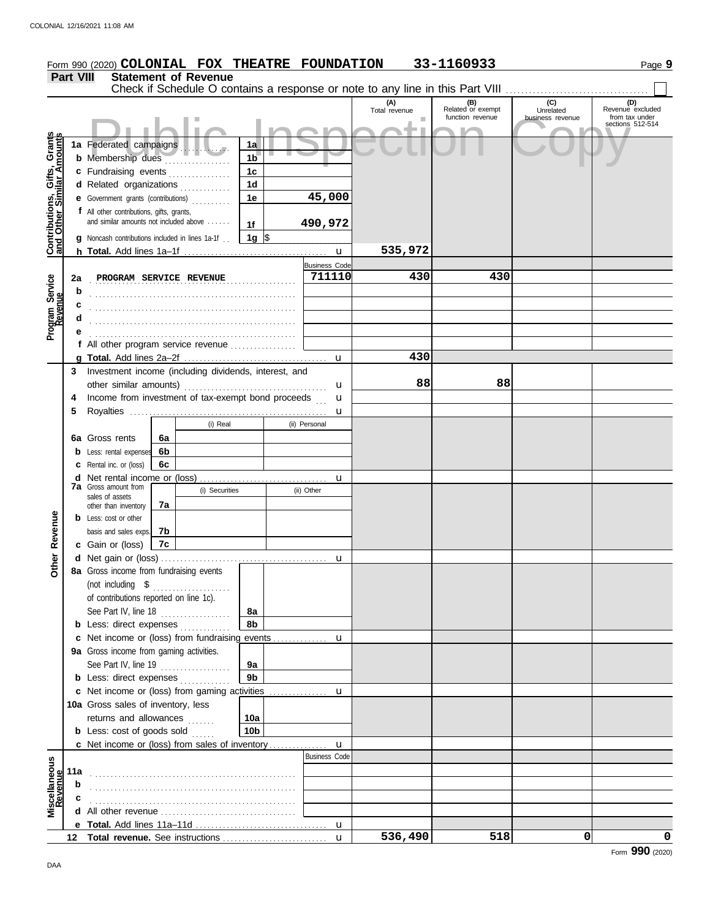Form 990 (2020) **COLONIAL FOX THEATRE FOUNDATION** **33-1160933** Page **9**

## Part VIII Statement of Revenue

Check if Schedule O contains a response or note to any line in this Part VIII ☐

| | | | | (A) Total revenue | (B) Related or exempt function revenue | (C) Unrelated business revenue | (D) Revenue excluded from tax under sections 512-514 |
|---|---|---|---|---|---|---|---|
| **Contributions, Gifts, Grants and Other Similar Amounts** | 1a Federated campaigns | 1a | | | | | |
| | b Membership dues | 1b | | | | | |
| | c Fundraising events | 1c | | | | | |
| | d Related organizations | 1d | | | | | |
| | e Government grants (contributions) | 1e | 45,000 | | | | |
| | f All other contributions, gifts, grants, and similar amounts not included above | 1f | 490,972 | | | | |
| | g Noncash contributions included in lines 1a-1f | 1g | $ | | | | |
| | h **Total.** Add lines 1a–1f | | u | 535,972 | | | |
| **Program Service Revenue** | | | Business Code | | | | |
| | 2a PROGRAM SERVICE REVENUE | | 711110 | 430 | 430 | | |
| | b | | | | | | |
| | c | | | | | | |
| | d | | | | | | |
| | e | | | | | | |
| | f All other program service revenue | | | | | | |
| | g **Total.** Add lines 2a–2f | | u | 430 | | | |
| **Other Revenue** | 3 Investment income (including dividends, interest, and other similar amounts) | | u | 88 | 88 | | |
| | 4 Income from investment of tax-exempt bond proceeds | | u | | | | |
| | 5 Royalties | | u | | | | |
| | | (i) Real | (ii) Personal | | | | |
| | 6a Gross rents (6a) | | | | | | |
| | b Less: rental expenses (6b) | | | | | | |
| | c Rental inc. or (loss) (6c) | | | | | | |
| | d Net rental income or (loss) | | u | | | | |
| | | (i) Securities | (ii) Other | | | | |
| | 7a Gross amount from sales of assets other than inventory (7a) | | | | | | |
| | b Less: cost or other basis and sales exps. (7b) | | | | | | |
| | c Gain or (loss) (7c) | | | | | | |
| | d Net gain or (loss) | | u | | | | |
| | 8a Gross income from fundraising events (not including $ ........ of contributions reported on line 1c). See Part IV, line 18 | 8a | | | | | |
| | b Less: direct expenses | 8b | | | | | |
| | c Net income or (loss) from fundraising events | | u | | | | |
| | 9a Gross income from gaming activities. See Part IV, line 19 | 9a | | | | | |
| | b Less: direct expenses | 9b | | | | | |
| | c Net income or (loss) from gaming activities | | u | | | | |
| | 10a Gross sales of inventory, less returns and allowances | 10a | | | | | |
| | b Less: cost of goods sold | 10b | | | | | |
| | c Net income or (loss) from sales of inventory | | u | | | | |
| **Miscellaneous Revenue** | | | Business Code | | | | |
| | 11a | | | | | | |
| | b | | | | | | |
| | c | | | | | | |
| | d All other revenue | | | | | | |
| | e **Total.** Add lines 11a–11d | | u | | | | |
| | 12 **Total revenue.** See instructions | | u | 536,490 | 518 | 0 | 0 |

Form **990** (2020)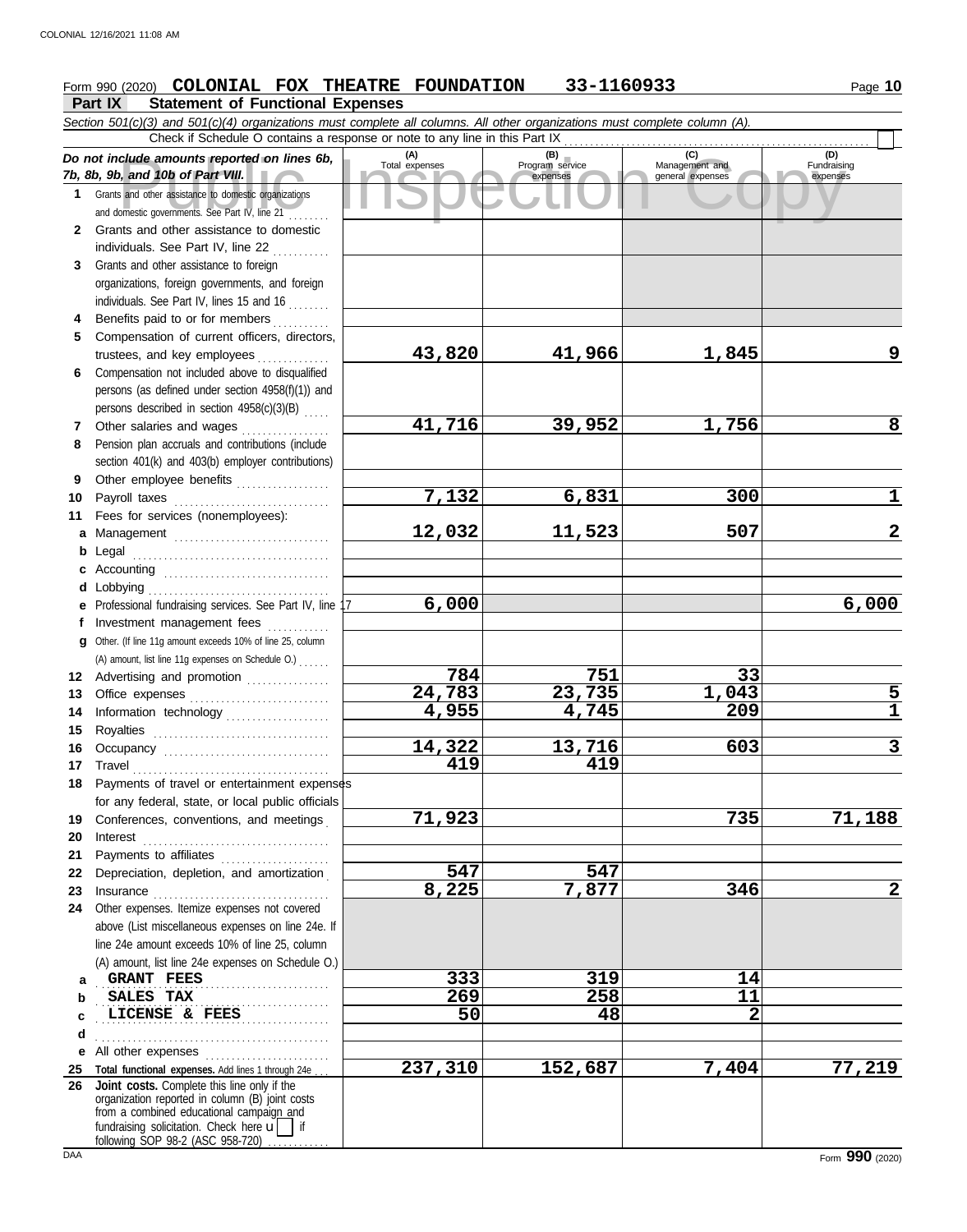Form 990 (2020) **COLONIAL FOX THEATRE FOUNDATION 33-1160933**

## Part IX Statement of Functional Expenses

*Section 501(c)(3) and 501(c)(4) organizations must complete all columns. All other organizations must complete column (A).*

Check if Schedule O contains a response or note to any line in this Part IX

| *Do not include amounts reported on lines 6b, 7b, 8b, 9b, and 10b of Part VIII.* | (A) Total expenses | (B) Program service expenses | (C) Management and general expenses | (D) Fundraising expenses |
|---|---|---|---|---|
| 1 Grants and other assistance to domestic organizations and domestic governments. See Part IV, line 21 | | | | |
| 2 Grants and other assistance to domestic individuals. See Part IV, line 22 | | | | |
| 3 Grants and other assistance to foreign organizations, foreign governments, and foreign individuals. See Part IV, lines 15 and 16 | | | | |
| 4 Benefits paid to or for members | | | | |
| 5 Compensation of current officers, directors, trustees, and key employees | 43,820 | 41,966 | 1,845 | 9 |
| 6 Compensation not included above to disqualified persons (as defined under section 4958(f)(1)) and persons described in section 4958(c)(3)(B) | | | | |
| 7 Other salaries and wages | 41,716 | 39,952 | 1,756 | 8 |
| 8 Pension plan accruals and contributions (include section 401(k) and 403(b) employer contributions) | | | | |
| 9 Other employee benefits | | | | |
| 10 Payroll taxes | 7,132 | 6,831 | 300 | 1 |
| 11 Fees for services (nonemployees): | | | | |
| a Management | 12,032 | 11,523 | 507 | 2 |
| b Legal | | | | |
| c Accounting | | | | |
| d Lobbying | | | | |
| e Professional fundraising services. See Part IV, line 17 | 6,000 | | | 6,000 |
| f Investment management fees | | | | |
| g Other. (If line 11g amount exceeds 10% of line 25, column (A) amount, list line 11g expenses on Schedule O.) | | | | |
| 12 Advertising and promotion | 784 | 751 | 33 | |
| 13 Office expenses | 24,783 | 23,735 | 1,043 | 5 |
| 14 Information technology | 4,955 | 4,745 | 209 | 1 |
| 15 Royalties | | | | |
| 16 Occupancy | 14,322 | 13,716 | 603 | 3 |
| 17 Travel | 419 | 419 | | |
| 18 Payments of travel or entertainment expenses for any federal, state, or local public officials | | | | |
| 19 Conferences, conventions, and meetings | 71,923 | | 735 | 71,188 |
| 20 Interest | | | | |
| 21 Payments to affiliates | | | | |
| 22 Depreciation, depletion, and amortization | 547 | 547 | | |
| 23 Insurance | 8,225 | 7,877 | 346 | 2 |
| 24 Other expenses. Itemize expenses not covered above (List miscellaneous expenses on line 24e. If line 24e amount exceeds 10% of line 25, column (A) amount, list line 24e expenses on Schedule O.) | | | | |
| a GRANT FEES | 333 | 319 | 14 | |
| b SALES TAX | 269 | 258 | 11 | |
| c LICENSE & FEES | 50 | 48 | 2 | |
| d | | | | |
| e All other expenses | | | | |
| 25 **Total functional expenses.** Add lines 1 through 24e | 237,310 | 152,687 | 7,404 | 77,219 |
| 26 **Joint costs.** Complete this line only if the organization reported in column (B) joint costs from a combined educational campaign and fundraising solicitation. Check here ☐ if following SOP 98-2 (ASC 958-720) | | | | |

Form **990** (2020)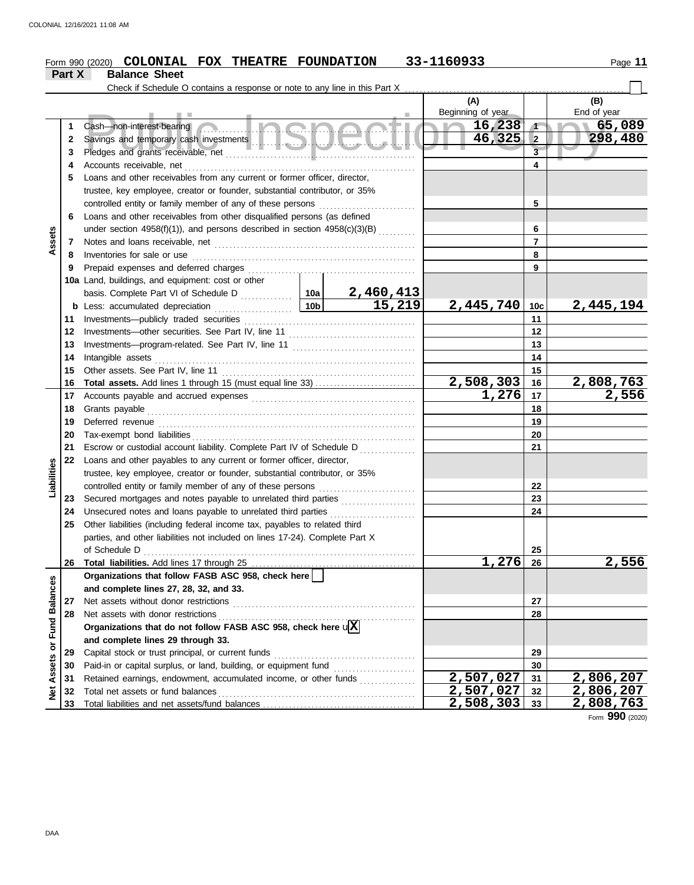COLONIAL 12/16/2021 11:08 AM

Form 990 (2020) **COLONIAL FOX THEATRE FOUNDATION** **33-1160933**

**Part X Balance Sheet**

Check if Schedule O contains a response or note to any line in this Part X

| | | | | (A) Beginning of year | | (B) End of year |
|---|---|---|---|---|---|---|
| **Assets** | 1 | Cash—non-interest-bearing | | 16,238 | 1 | 65,089 |
| | 2 | Savings and temporary cash investments | | 46,325 | 2 | 298,480 |
| | 3 | Pledges and grants receivable, net | | | 3 | |
| | 4 | Accounts receivable, net | | | 4 | |
| | 5 | Loans and other receivables from any current or former officer, director, trustee, key employee, creator or founder, substantial contributor, or 35% controlled entity or family member of any of these persons | | | 5 | |
| | 6 | Loans and other receivables from other disqualified persons (as defined under section 4958(f)(1)), and persons described in section 4958(c)(3)(B) | | | 6 | |
| | 7 | Notes and loans receivable, net | | | 7 | |
| | 8 | Inventories for sale or use | | | 8 | |
| | 9 | Prepaid expenses and deferred charges | | | 9 | |
| | 10a | Land, buildings, and equipment: cost or other basis. Complete Part VI of Schedule D | 10a 2,460,413 | | | |
| | b | Less: accumulated depreciation | 10b 15,219 | 2,445,740 | 10c | 2,445,194 |
| | 11 | Investments—publicly traded securities | | | 11 | |
| | 12 | Investments—other securities. See Part IV, line 11 | | | 12 | |
| | 13 | Investments—program-related. See Part IV, line 11 | | | 13 | |
| | 14 | Intangible assets | | | 14 | |
| | 15 | Other assets. See Part IV, line 11 | | | 15 | |
| | 16 | **Total assets.** Add lines 1 through 15 (must equal line 33) | | 2,508,303 | 16 | 2,808,763 |
| **Liabilities** | 17 | Accounts payable and accrued expenses | | 1,276 | 17 | 2,556 |
| | 18 | Grants payable | | | 18 | |
| | 19 | Deferred revenue | | | 19 | |
| | 20 | Tax-exempt bond liabilities | | | 20 | |
| | 21 | Escrow or custodial account liability. Complete Part IV of Schedule D | | | 21 | |
| | 22 | Loans and other payables to any current or former officer, director, trustee, key employee, creator or founder, substantial contributor, or 35% controlled entity or family member of any of these persons | | | 22 | |
| | 23 | Secured mortgages and notes payable to unrelated third parties | | | 23 | |
| | 24 | Unsecured notes and loans payable to unrelated third parties | | | 24 | |
| | 25 | Other liabilities (including federal income tax, payables to related third parties, and other liabilities not included on lines 17-24). Complete Part X of Schedule D | | | 25 | |
| | 26 | **Total liabilities.** Add lines 17 through 25 | | 1,276 | 26 | 2,556 |
| **Net Assets or Fund Balances** | | **Organizations that follow FASB ASC 958, check here** ☐ **and complete lines 27, 28, 32, and 33.** | | | | |
| | 27 | Net assets without donor restrictions | | | 27 | |
| | 28 | Net assets with donor restrictions | | | 28 | |
| | | **Organizations that do not follow FASB ASC 958, check here** ☒ **and complete lines 29 through 33.** | | | | |
| | 29 | Capital stock or trust principal, or current funds | | | 29 | |
| | 30 | Paid-in or capital surplus, or land, building, or equipment fund | | | 30 | |
| | 31 | Retained earnings, endowment, accumulated income, or other funds | | 2,507,027 | 31 | 2,806,207 |
| | 32 | Total net assets or fund balances | | 2,507,027 | 32 | 2,806,207 |
| | 33 | Total liabilities and net assets/fund balances | | 2,508,303 | 33 | 2,808,763 |

Form **990** (2020)

DAA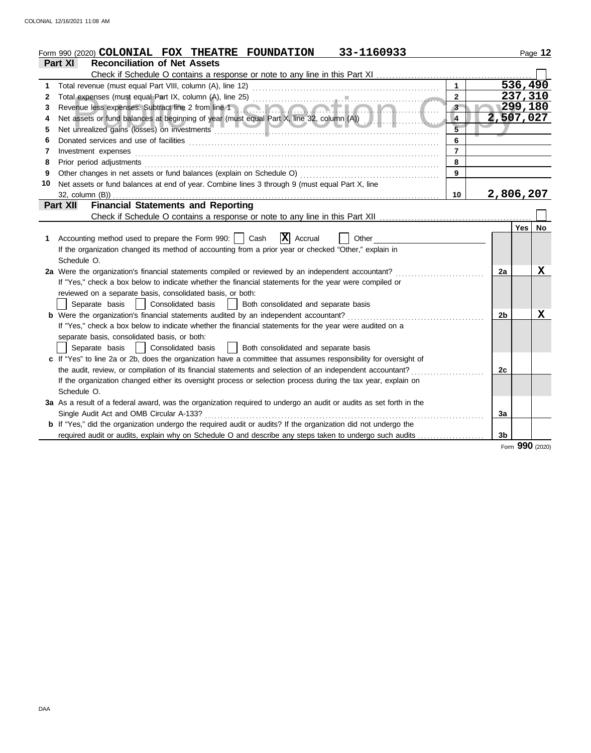Form 990 (2020) **COLONIAL FOX THEATRE FOUNDATION** 33-1160933

## Part XI Reconciliation of Net Assets

Check if Schedule O contains a response or note to any line in this Part XI ☐

| | | | |
|---|---|---|---|
| 1 | Total revenue (must equal Part VIII, column (A), line 12) | 1 | 536,490 |
| 2 | Total expenses (must equal Part IX, column (A), line 25) | 2 | 237,310 |
| 3 | Revenue less expenses. Subtract line 2 from line 1 | 3 | 299,180 |
| 4 | Net assets or fund balances at beginning of year (must equal Part X, line 32, column (A)) | 4 | 2,507,027 |
| 5 | Net unrealized gains (losses) on investments | 5 | |
| 6 | Donated services and use of facilities | 6 | |
| 7 | Investment expenses | 7 | |
| 8 | Prior period adjustments | 8 | |
| 9 | Other changes in net assets or fund balances (explain on Schedule O) | 9 | |
| 10 | Net assets or fund balances at end of year. Combine lines 3 through 9 (must equal Part X, line 32, column (B)) | 10 | 2,806,207 |

## Part XII Financial Statements and Reporting

Check if Schedule O contains a response or note to any line in this Part XII ☐

| | | | Yes | No |
|---|---|---|---|---|
| 1 | Accounting method used to prepare the Form 990: ☐ Cash ☒ Accrual ☐ Other<br>If the organization changed its method of accounting from a prior year or checked "Other," explain in Schedule O. | | | |
| 2a | Were the organization's financial statements compiled or reviewed by an independent accountant?<br>If "Yes," check a box below to indicate whether the financial statements for the year were compiled or reviewed on a separate basis, consolidated basis, or both:<br>☐ Separate basis ☐ Consolidated basis ☐ Both consolidated and separate basis | 2a | | X |
| b | Were the organization's financial statements audited by an independent accountant?<br>If "Yes," check a box below to indicate whether the financial statements for the year were audited on a separate basis, consolidated basis, or both:<br>☐ Separate basis ☐ Consolidated basis ☐ Both consolidated and separate basis | 2b | | X |
| c | If "Yes" to line 2a or 2b, does the organization have a committee that assumes responsibility for oversight of the audit, review, or compilation of its financial statements and selection of an independent accountant?<br>If the organization changed either its oversight process or selection process during the tax year, explain on Schedule O. | 2c | | |
| 3a | As a result of a federal award, was the organization required to undergo an audit or audits as set forth in the Single Audit Act and OMB Circular A-133? | 3a | | |
| b | If "Yes," did the organization undergo the required audit or audits? If the organization did not undergo the required audit or audits, explain why on Schedule O and describe any steps taken to undergo such audits | 3b | | |

Form **990** (2020)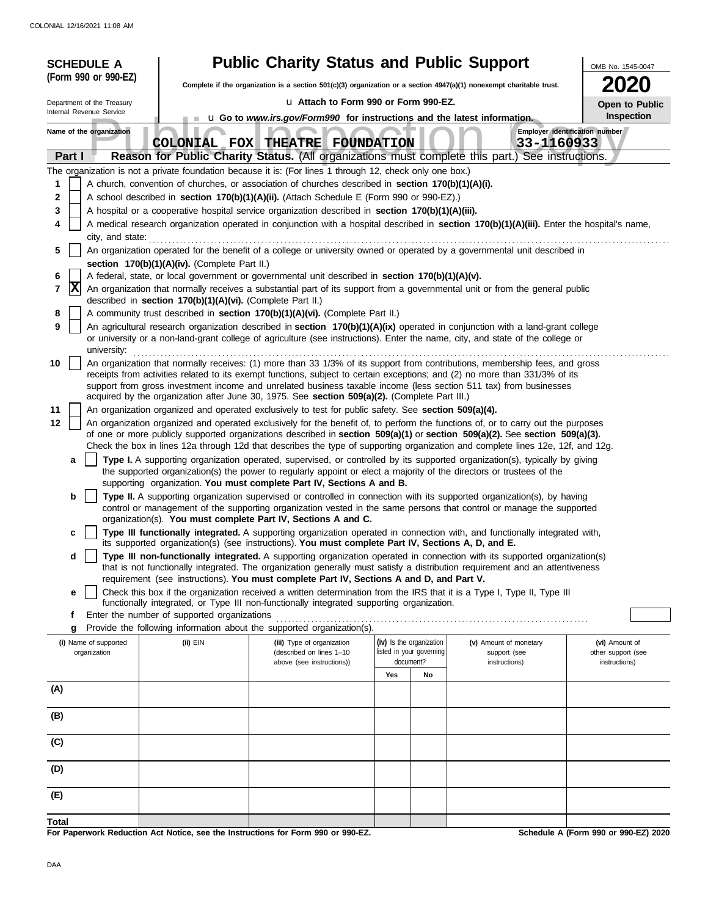**SCHEDULE A (Form 990 or 990-EZ)**

Department of the Treasury
Internal Revenue Service

# Public Charity Status and Public Support

**Complete if the organization is a section 501(c)(3) organization or a section 4947(a)(1) nonexempt charitable trust.**

u Attach to Form 990 or Form 990-EZ.

u Go to *www.irs.gov/Form990* for instructions and the latest information.

OMB No. 1545-0047

**2020**

**Open to Public Inspection**

Public Inspection Copy

**Name of the organization:** COLONIAL FOX THEATRE FOUNDATION

**Employer identification number:** 33-1160933

## Part I — Reason for Public Charity Status. (All organizations must complete this part.) See instructions.

The organization is not a private foundation because it is: (For lines 1 through 12, check only one box.)

1. [ ] A church, convention of churches, or association of churches described in **section 170(b)(1)(A)(i).**
2. [ ] A school described in **section 170(b)(1)(A)(ii).** (Attach Schedule E (Form 990 or 990-EZ).)
3. [ ] A hospital or a cooperative hospital service organization described in **section 170(b)(1)(A)(iii).**
4. [ ] A medical research organization operated in conjunction with a hospital described in **section 170(b)(1)(A)(iii).** Enter the hospital's name, city, and state:
5. [ ] An organization operated for the benefit of a college or university owned or operated by a governmental unit described in **section 170(b)(1)(A)(iv).** (Complete Part II.)
6. [ ] A federal, state, or local government or governmental unit described in **section 170(b)(1)(A)(v).**
7. [X] An organization that normally receives a substantial part of its support from a governmental unit or from the general public described in **section 170(b)(1)(A)(vi).** (Complete Part II.)
8. [ ] A community trust described in **section 170(b)(1)(A)(vi).** (Complete Part II.)
9. [ ] An agricultural research organization described in **section 170(b)(1)(A)(ix)** operated in conjunction with a land-grant college or university or a non-land-grant college of agriculture (see instructions). Enter the name, city, and state of the college or university:
10. [ ] An organization that normally receives: (1) more than 33 1/3% of its support from contributions, membership fees, and gross receipts from activities related to its exempt functions, subject to certain exceptions; and (2) no more than 331/3% of its support from gross investment income and unrelated business taxable income (less section 511 tax) from businesses acquired by the organization after June 30, 1975. See **section 509(a)(2).** (Complete Part III.)
11. [ ] An organization organized and operated exclusively to test for public safety. See **section 509(a)(4).**
12. [ ] An organization organized and operated exclusively for the benefit of, to perform the functions of, or to carry out the purposes of one or more publicly supported organizations described in **section 509(a)(1)** or **section 509(a)(2).** See **section 509(a)(3).** Check the box in lines 12a through 12d that describes the type of supporting organization and complete lines 12e, 12f, and 12g.
   - **a** [ ] **Type I.** A supporting organization operated, supervised, or controlled by its supported organization(s), typically by giving the supported organization(s) the power to regularly appoint or elect a majority of the directors or trustees of the supporting organization. **You must complete Part IV, Sections A and B.**
   - **b** [ ] **Type II.** A supporting organization supervised or controlled in connection with its supported organization(s), by having control or management of the supporting organization vested in the same persons that control or manage the supported organization(s). **You must complete Part IV, Sections A and C.**
   - **c** [ ] **Type III functionally integrated.** A supporting organization operated in connection with, and functionally integrated with, its supported organization(s) (see instructions). **You must complete Part IV, Sections A, D, and E.**
   - **d** [ ] **Type III non-functionally integrated.** A supporting organization operated in connection with its supported organization(s) that is not functionally integrated. The organization generally must satisfy a distribution requirement and an attentiveness requirement (see instructions). **You must complete Part IV, Sections A and D, and Part V.**
   - **e** [ ] Check this box if the organization received a written determination from the IRS that it is a Type I, Type II, Type III functionally integrated, or Type III non-functionally integrated supporting organization.
   - **f** Enter the number of supported organizations
   - **g** Provide the following information about the supported organization(s).

| (i) Name of supported organization | (ii) EIN | (iii) Type of organization (described on lines 1–10 above (see instructions)) | (iv) Is the organization listed in your governing document? | | (v) Amount of monetary support (see instructions) | (vi) Amount of other support (see instructions) |
|---|---|---|---|---|---|---|
| | | | Yes | No | | |
| (A) | | | | | | |
| (B) | | | | | | |
| (C) | | | | | | |
| (D) | | | | | | |
| (E) | | | | | | |
| Total | | | | | | |

**For Paperwork Reduction Act Notice, see the Instructions for Form 990 or 990-EZ.**

**Schedule A (Form 990 or 990-EZ) 2020**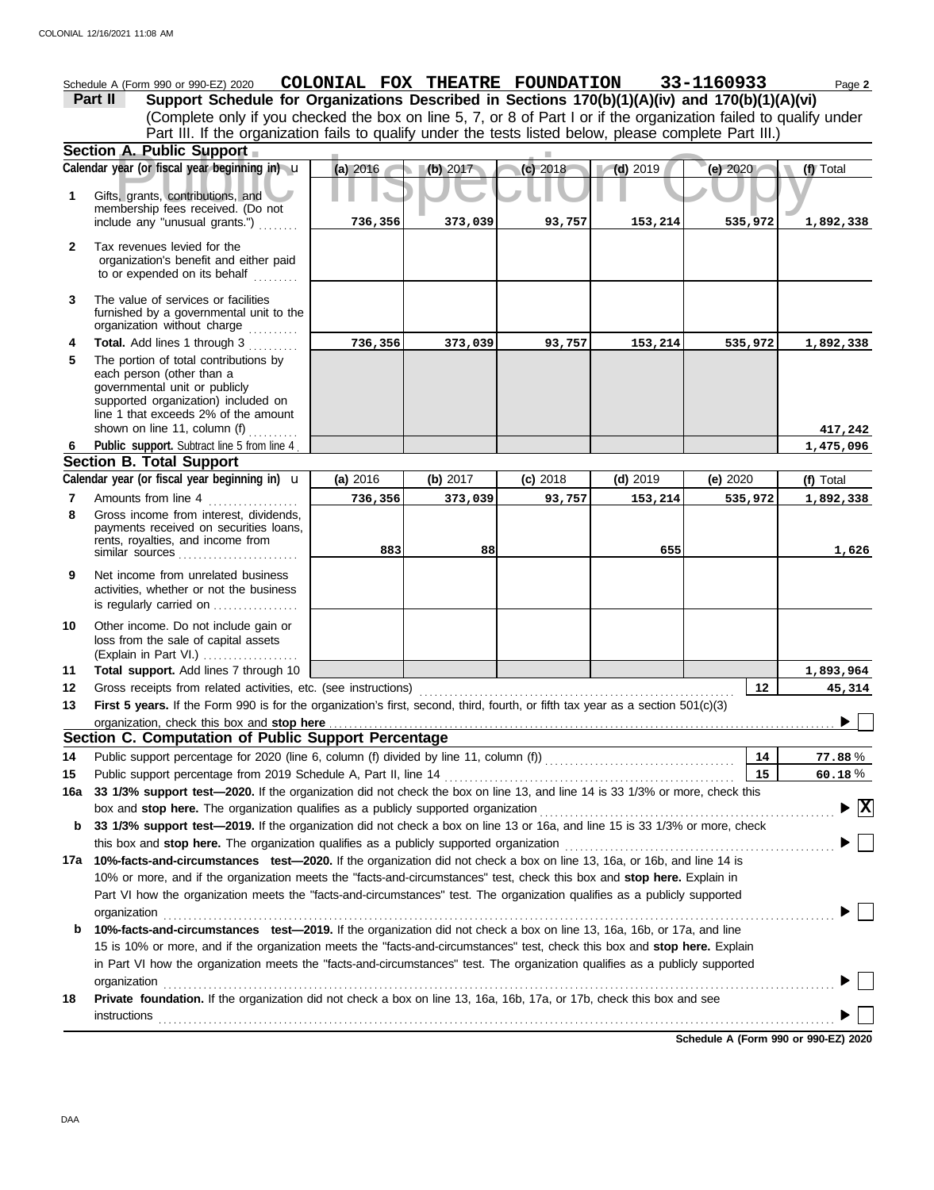Schedule A (Form 990 or 990-EZ) 2020 **COLONIAL FOX THEATRE FOUNDATION** **33-1160933** Page **2**

**Part II** **Support Schedule for Organizations Described in Sections 170(b)(1)(A)(iv) and 170(b)(1)(A)(vi)**
(Complete only if you checked the box on line 5, 7, or 8 of Part I or if the organization failed to qualify under Part III. If the organization fails to qualify under the tests listed below, please complete Part III.)

**Section A. Public Support**

| Calendar year (or fiscal year beginning in) | (a) 2016 | (b) 2017 | (c) 2018 | (d) 2019 | (e) 2020 | (f) Total |
|---|---|---|---|---|---|---|
| **1** Gifts, grants, contributions, and membership fees received. (Do not include any "unusual grants.") | 736,356 | 373,039 | 93,757 | 153,214 | 535,972 | 1,892,338 |
| **2** Tax revenues levied for the organization's benefit and either paid to or expended on its behalf | | | | | | |
| **3** The value of services or facilities furnished by a governmental unit to the organization without charge | | | | | | |
| **4** **Total.** Add lines 1 through 3 | 736,356 | 373,039 | 93,757 | 153,214 | 535,972 | 1,892,338 |
| **5** The portion of total contributions by each person (other than a governmental unit or publicly supported organization) included on line 1 that exceeds 2% of the amount shown on line 11, column (f) | | | | | | 417,242 |
| **6** **Public support.** Subtract line 5 from line 4 | | | | | | 1,475,096 |

**Section B. Total Support**

| Calendar year (or fiscal year beginning in) | (a) 2016 | (b) 2017 | (c) 2018 | (d) 2019 | (e) 2020 | (f) Total |
|---|---|---|---|---|---|---|
| **7** Amounts from line 4 | 736,356 | 373,039 | 93,757 | 153,214 | 535,972 | 1,892,338 |
| **8** Gross income from interest, dividends, payments received on securities loans, rents, royalties, and income from similar sources | 883 | 88 | | 655 | | 1,626 |
| **9** Net income from unrelated business activities, whether or not the business is regularly carried on | | | | | | |
| **10** Other income. Do not include gain or loss from the sale of capital assets (Explain in Part VI.) | | | | | | |
| **11** **Total support.** Add lines 7 through 10 | | | | | | 1,893,964 |

**12** Gross receipts from related activities, etc. (see instructions) ..... **12** 45,314

**13** **First 5 years.** If the Form 990 is for the organization's first, second, third, fourth, or fifth tax year as a section 501(c)(3) organization, check this box and **stop here** ..... ☐

**Section C. Computation of Public Support Percentage**

**14** Public support percentage for 2020 (line 6, column (f) divided by line 11, column (f)) ..... **14** 77.88 %

**15** Public support percentage from 2019 Schedule A, Part II, line 14 ..... **15** 60.18 %

**16a** **33 1/3% support test—2020.** If the organization did not check the box on line 13, and line 14 is 33 1/3% or more, check this box and **stop here.** The organization qualifies as a publicly supported organization ..... ☒

**b** **33 1/3% support test—2019.** If the organization did not check a box on line 13 or 16a, and line 15 is 33 1/3% or more, check this box and **stop here.** The organization qualifies as a publicly supported organization ..... ☐

**17a** **10%-facts-and-circumstances test—2020.** If the organization did not check a box on line 13, 16a, or 16b, and line 14 is 10% or more, and if the organization meets the "facts-and-circumstances" test, check this box and **stop here.** Explain in Part VI how the organization meets the "facts-and-circumstances" test. The organization qualifies as a publicly supported organization ..... ☐

**b** **10%-facts-and-circumstances test—2019.** If the organization did not check a box on line 13, 16a, 16b, or 17a, and line 15 is 10% or more, and if the organization meets the "facts-and-circumstances" test, check this box and **stop here.** Explain in Part VI how the organization meets the "facts-and-circumstances" test. The organization qualifies as a publicly supported organization ..... ☐

**18** **Private foundation.** If the organization did not check a box on line 13, 16a, 16b, 17a, or 17b, check this box and see instructions ..... ☐

**Schedule A (Form 990 or 990-EZ) 2020**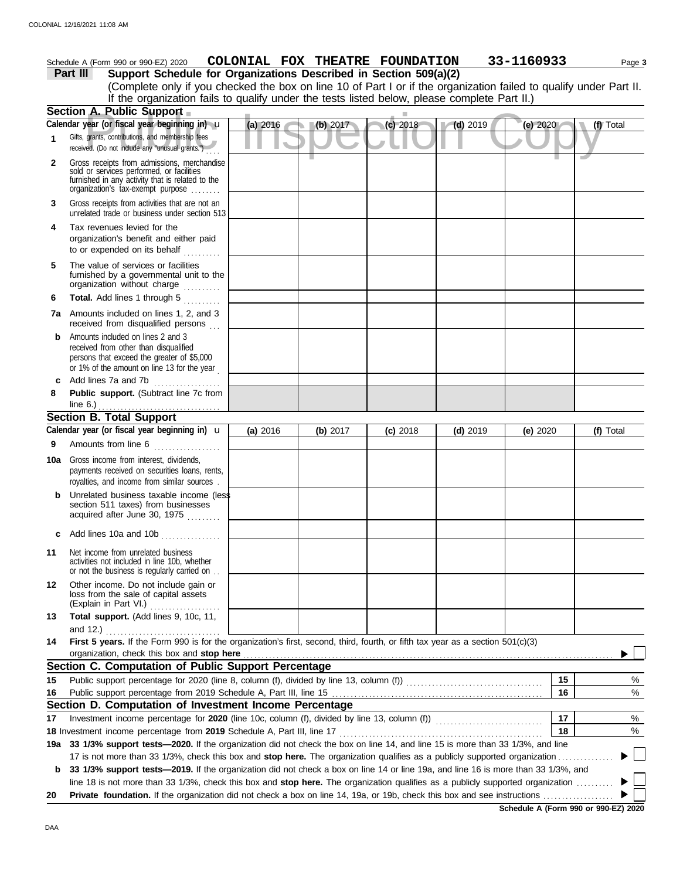Schedule A (Form 990 or 990-EZ) 2020 **COLONIAL FOX THEATRE FOUNDATION** **33-1160933** Page **3**

**Part III** **Support Schedule for Organizations Described in Section 509(a)(2)**

(Complete only if you checked the box on line 10 of Part I or if the organization failed to qualify under Part II. If the organization fails to qualify under the tests listed below, please complete Part II.)

## Section A. Public Support

| Calendar year (or fiscal year beginning in) | (a) 2016 | (b) 2017 | (c) 2018 | (d) 2019 | (e) 2020 | (f) Total |
|---|---|---|---|---|---|---|
| **1** Gifts, grants, contributions, and membership fees received. (Do not include any "unusual grants.") | | | | | | |
| **2** Gross receipts from admissions, merchandise sold or services performed, or facilities furnished in any activity that is related to the organization's tax-exempt purpose | | | | | | |
| **3** Gross receipts from activities that are not an unrelated trade or business under section 513 | | | | | | |
| **4** Tax revenues levied for the organization's benefit and either paid to or expended on its behalf | | | | | | |
| **5** The value of services or facilities furnished by a governmental unit to the organization without charge | | | | | | |
| **6** **Total.** Add lines 1 through 5 | | | | | | |
| **7a** Amounts included on lines 1, 2, and 3 received from disqualified persons | | | | | | |
| **b** Amounts included on lines 2 and 3 received from other than disqualified persons that exceed the greater of $5,000 or 1% of the amount on line 13 for the year | | | | | | |
| **c** Add lines 7a and 7b | | | | | | |
| **8** **Public support.** (Subtract line 7c from line 6.) | | | | | | |

## Section B. Total Support

| Calendar year (or fiscal year beginning in) | (a) 2016 | (b) 2017 | (c) 2018 | (d) 2019 | (e) 2020 | (f) Total |
|---|---|---|---|---|---|---|
| **9** Amounts from line 6 | | | | | | |
| **10a** Gross income from interest, dividends, payments received on securities loans, rents, royalties, and income from similar sources | | | | | | |
| **b** Unrelated business taxable income (less section 511 taxes) from businesses acquired after June 30, 1975 | | | | | | |
| **c** Add lines 10a and 10b | | | | | | |
| **11** Net income from unrelated business activities not included in line 10b, whether or not the business is regularly carried on | | | | | | |
| **12** Other income. Do not include gain or loss from the sale of capital assets (Explain in Part VI.) | | | | | | |
| **13** **Total support.** (Add lines 9, 10c, 11, and 12.) | | | | | | |

**14** **First 5 years.** If the Form 990 is for the organization's first, second, third, fourth, or fifth tax year as a section 501(c)(3) organization, check this box and **stop here** ▶ ☐

## Section C. Computation of Public Support Percentage

| | | | |
|---|---|---|---|
| **15** | Public support percentage for 2020 (line 8, column (f), divided by line 13, column (f)) | 15 | % |
| **16** | Public support percentage from 2019 Schedule A, Part III, line 15 | 16 | % |

## Section D. Computation of Investment Income Percentage

| | | | |
|---|---|---|---|
| **17** | Investment income percentage for **2020** (line 10c, column (f), divided by line 13, column (f)) | 17 | % |
| **18** | Investment income percentage from **2019** Schedule A, Part III, line 17 | 18 | % |

**19a** **33 1/3% support tests—2020.** If the organization did not check the box on line 14, and line 15 is more than 33 1/3%, and line 17 is not more than 33 1/3%, check this box and **stop here.** The organization qualifies as a publicly supported organization ▶ ☐

**b** **33 1/3% support tests—2019.** If the organization did not check a box on line 14 or line 19a, and line 16 is more than 33 1/3%, and line 18 is not more than 33 1/3%, check this box and **stop here.** The organization qualifies as a publicly supported organization ▶ ☐

**20** **Private foundation.** If the organization did not check a box on line 14, 19a, or 19b, check this box and see instructions ▶ ☐

**Schedule A (Form 990 or 990-EZ) 2020**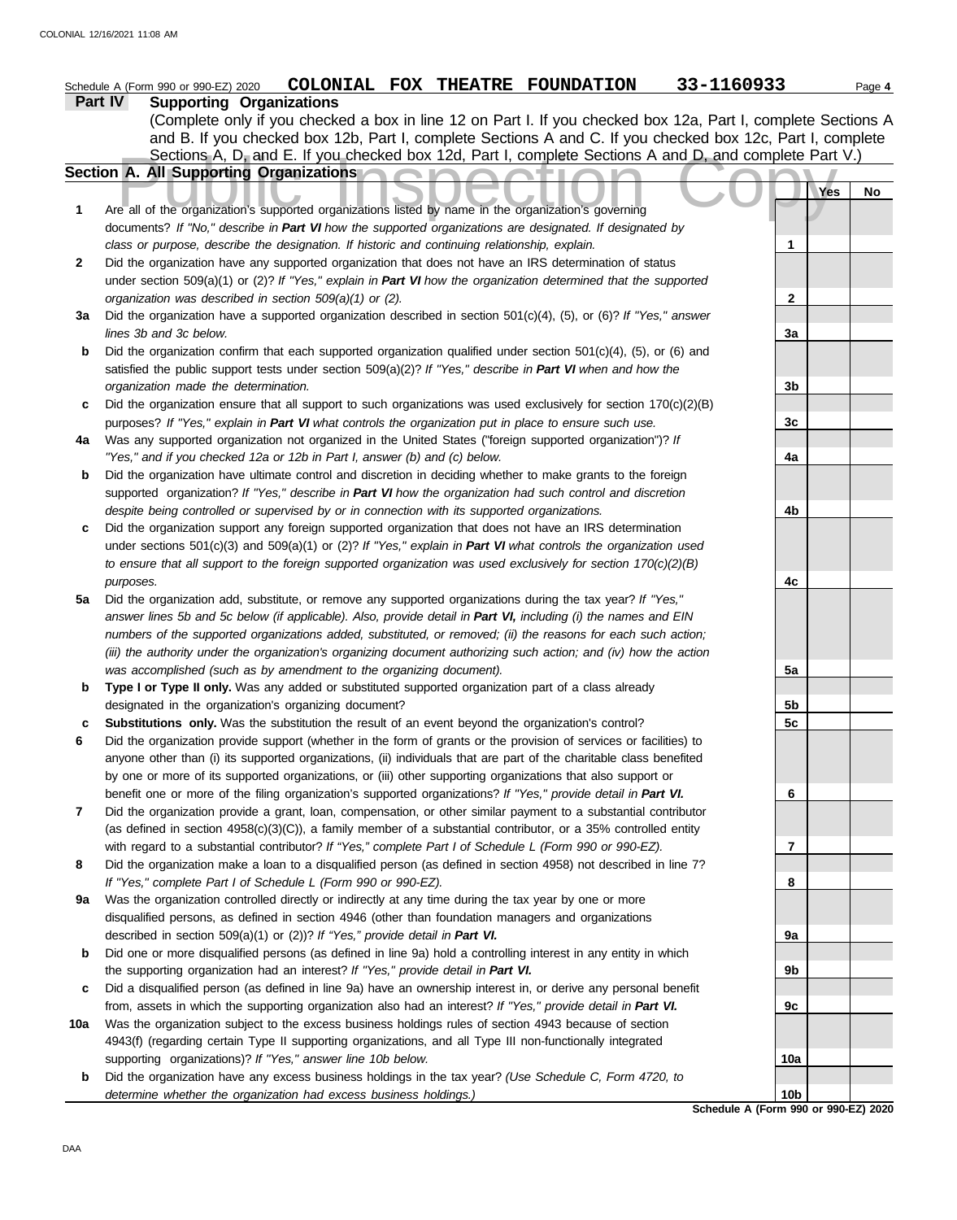Schedule A (Form 990 or 990-EZ) 2020 **COLONIAL FOX THEATRE FOUNDATION** 33-1160933

## Part IV Supporting Organizations

(Complete only if you checked a box in line 12 on Part I. If you checked box 12a, Part I, complete Sections A and B. If you checked box 12b, Part I, complete Sections A and C. If you checked box 12c, Part I, complete Sections A, D, and E. If you checked box 12d, Part I, complete Sections A and D, and complete Part V.)

### Section A. All Supporting Organizations

| | | | Yes | No |
|---|---|---|---|---|
| **1** | Are all of the organization's supported organizations listed by name in the organization's governing documents? *If "No," describe in **Part VI** how the supported organizations are designated. If designated by class or purpose, describe the designation. If historic and continuing relationship, explain.* | 1 | | |
| **2** | Did the organization have any supported organization that does not have an IRS determination of status under section 509(a)(1) or (2)? *If "Yes," explain in **Part VI** how the organization determined that the supported organization was described in section 509(a)(1) or (2).* | 2 | | |
| **3a** | Did the organization have a supported organization described in section 501(c)(4), (5), or (6)? *If "Yes," answer lines 3b and 3c below.* | 3a | | |
| **b** | Did the organization confirm that each supported organization qualified under section 501(c)(4), (5), or (6) and satisfied the public support tests under section 509(a)(2)? *If "Yes," describe in **Part VI** when and how the organization made the determination.* | 3b | | |
| **c** | Did the organization ensure that all support to such organizations was used exclusively for section 170(c)(2)(B) purposes? *If "Yes," explain in **Part VI** what controls the organization put in place to ensure such use.* | 3c | | |
| **4a** | Was any supported organization not organized in the United States ("foreign supported organization")? *If "Yes," and if you checked 12a or 12b in Part I, answer (b) and (c) below.* | 4a | | |
| **b** | Did the organization have ultimate control and discretion in deciding whether to make grants to the foreign supported organization? *If "Yes," describe in **Part VI** how the organization had such control and discretion despite being controlled or supervised by or in connection with its supported organizations.* | 4b | | |
| **c** | Did the organization support any foreign supported organization that does not have an IRS determination under sections 501(c)(3) and 509(a)(1) or (2)? *If "Yes," explain in **Part VI** what controls the organization used to ensure that all support to the foreign supported organization was used exclusively for section 170(c)(2)(B) purposes.* | 4c | | |
| **5a** | Did the organization add, substitute, or remove any supported organizations during the tax year? *If "Yes," answer lines 5b and 5c below (if applicable). Also, provide detail in **Part VI,** including (i) the names and EIN numbers of the supported organizations added, substituted, or removed; (ii) the reasons for each such action; (iii) the authority under the organization's organizing document authorizing such action; and (iv) how the action was accomplished (such as by amendment to the organizing document).* | 5a | | |
| **b** | **Type I or Type II only.** Was any added or substituted supported organization part of a class already designated in the organization's organizing document? | 5b | | |
| **c** | **Substitutions only.** Was the substitution the result of an event beyond the organization's control? | 5c | | |
| **6** | Did the organization provide support (whether in the form of grants or the provision of services or facilities) to anyone other than (i) its supported organizations, (ii) individuals that are part of the charitable class benefited by one or more of its supported organizations, or (iii) other supporting organizations that also support or benefit one or more of the filing organization's supported organizations? *If "Yes," provide detail in **Part VI.*** | 6 | | |
| **7** | Did the organization provide a grant, loan, compensation, or other similar payment to a substantial contributor (as defined in section 4958(c)(3)(C)), a family member of a substantial contributor, or a 35% controlled entity with regard to a substantial contributor? *If "Yes," complete Part I of Schedule L (Form 990 or 990-EZ).* | 7 | | |
| **8** | Did the organization make a loan to a disqualified person (as defined in section 4958) not described in line 7? *If "Yes," complete Part I of Schedule L (Form 990 or 990-EZ).* | 8 | | |
| **9a** | Was the organization controlled directly or indirectly at any time during the tax year by one or more disqualified persons, as defined in section 4946 (other than foundation managers and organizations described in section 509(a)(1) or (2))? *If "Yes," provide detail in **Part VI.*** | 9a | | |
| **b** | Did one or more disqualified persons (as defined in line 9a) hold a controlling interest in any entity in which the supporting organization had an interest? *If "Yes," provide detail in **Part VI.*** | 9b | | |
| **c** | Did a disqualified person (as defined in line 9a) have an ownership interest in, or derive any personal benefit from, assets in which the supporting organization also had an interest? *If "Yes," provide detail in **Part VI.*** | 9c | | |
| **10a** | Was the organization subject to the excess business holdings rules of section 4943 because of section 4943(f) (regarding certain Type II supporting organizations, and all Type III non-functionally integrated supporting organizations)? *If "Yes," answer line 10b below.* | 10a | | |
| **b** | Did the organization have any excess business holdings in the tax year? *(Use Schedule C, Form 4720, to determine whether the organization had excess business holdings.)* | 10b | | |

**Schedule A (Form 990 or 990-EZ) 2020**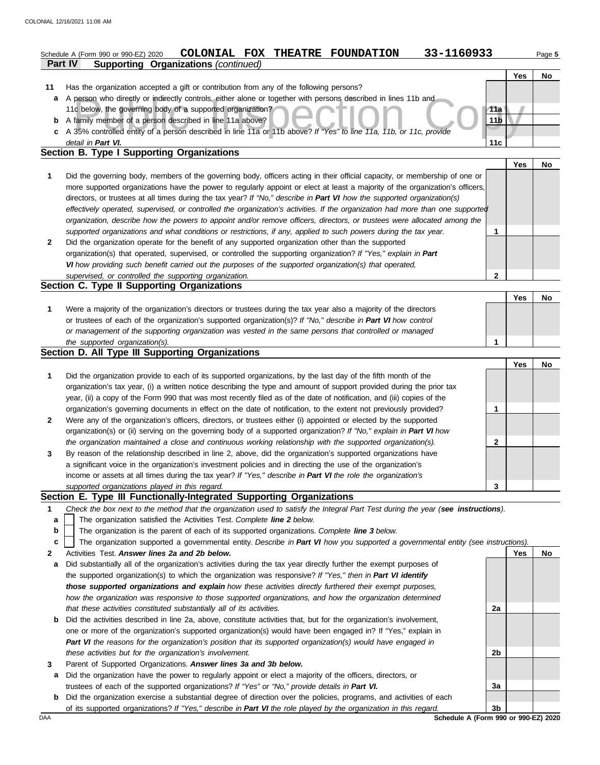Schedule A (Form 990 or 990-EZ) 2020 **COLONIAL FOX THEATRE FOUNDATION 33-1160933** Page 5

**Part IV Supporting Organizations** *(continued)*

| | | | Yes | No |
|---|---|---|---|---|
| **11** | Has the organization accepted a gift or contribution from any of the following persons? | | | |
| **a** | A person who directly or indirectly controls, either alone or together with persons described in lines 11b and 11c below, the governing body of a supported organization? | **11a** | | |
| **b** | A family member of a person described in line 11a above? | **11b** | | |
| **c** | A 35% controlled entity of a person described in line 11a or 11b above? *If "Yes" to line 11a, 11b, or 11c, provide detail in **Part VI.*** | **11c** | | |

## Section B. Type I Supporting Organizations

| | | | Yes | No |
|---|---|---|---|---|
| **1** | Did the governing body, members of the governing body, officers acting in their official capacity, or membership of one or more supported organizations have the power to regularly appoint or elect at least a majority of the organization's officers, directors, or trustees at all times during the tax year? *If "No," describe in **Part VI** how the supported organization(s) effectively operated, supervised, or controlled the organization's activities. If the organization had more than one supported organization, describe how the powers to appoint and/or remove officers, directors, or trustees were allocated among the supported organizations and what conditions or restrictions, if any, applied to such powers during the tax year.* | **1** | | |
| **2** | Did the organization operate for the benefit of any supported organization other than the supported organization(s) that operated, supervised, or controlled the supporting organization? *If "Yes," explain in **Part VI** how providing such benefit carried out the purposes of the supported organization(s) that operated, supervised, or controlled the supporting organization.* | **2** | | |

## Section C. Type II Supporting Organizations

| | | | Yes | No |
|---|---|---|---|---|
| **1** | Were a majority of the organization's directors or trustees during the tax year also a majority of the directors or trustees of each of the organization's supported organization(s)? *If "No," describe in **Part VI** how control or management of the supporting organization was vested in the same persons that controlled or managed the supported organization(s).* | **1** | | |

## Section D. All Type III Supporting Organizations

| | | | Yes | No |
|---|---|---|---|---|
| **1** | Did the organization provide to each of its supported organizations, by the last day of the fifth month of the organization's tax year, (i) a written notice describing the type and amount of support provided during the prior tax year, (ii) a copy of the Form 990 that was most recently filed as of the date of notification, and (iii) copies of the organization's governing documents in effect on the date of notification, to the extent not previously provided? | **1** | | |
| **2** | Were any of the organization's officers, directors, or trustees either (i) appointed or elected by the supported organization(s) or (ii) serving on the governing body of a supported organization? *If "No," explain in **Part VI** how the organization maintained a close and continuous working relationship with the supported organization(s).* | **2** | | |
| **3** | By reason of the relationship described in line 2, above, did the organization's supported organizations have a significant voice in the organization's investment policies and in directing the use of the organization's income or assets at all times during the tax year? *If "Yes," describe in **Part VI** the role the organization's supported organizations played in this regard.* | **3** | | |

## Section E. Type III Functionally-Integrated Supporting Organizations

**1** *Check the box next to the method that the organization used to satisfy the Integral Part Test during the year (**see instructions**).*

- **a** ☐ The organization satisfied the Activities Test. *Complete **line 2** below.*
- **b** ☐ The organization is the parent of each of its supported organizations. *Complete **line 3** below.*
- **c** ☐ The organization supported a governmental entity. *Describe in **Part VI** how you supported a governmental entity (see instructions).*

| | | | Yes | No |
|---|---|---|---|---|
| **2** | Activities Test. ***Answer lines 2a and 2b below.*** | | | |
| **a** | Did substantially all of the organization's activities during the tax year directly further the exempt purposes of the supported organization(s) to which the organization was responsive? *If "Yes," then in **Part VI identify those supported organizations and explain** how these activities directly furthered their exempt purposes, how the organization was responsive to those supported organizations, and how the organization determined that these activities constituted substantially all of its activities.* | **2a** | | |
| **b** | Did the activities described in line 2a, above, constitute activities that, but for the organization's involvement, one or more of the organization's supported organization(s) would have been engaged in? If "Yes," explain in ***Part VI*** *the reasons for the organization's position that its supported organization(s) would have engaged in these activities but for the organization's involvement.* | **2b** | | |
| **3** | Parent of Supported Organizations. ***Answer lines 3a and 3b below.*** | | | |
| **a** | Did the organization have the power to regularly appoint or elect a majority of the officers, directors, or trustees of each of the supported organizations? *If "Yes" or "No," provide details in **Part VI.*** | **3a** | | |
| **b** | Did the organization exercise a substantial degree of direction over the policies, programs, and activities of each of its supported organizations? *If "Yes," describe in **Part VI** the role played by the organization in this regard.* | **3b** | | |

DAA **Schedule A (Form 990 or 990-EZ) 2020**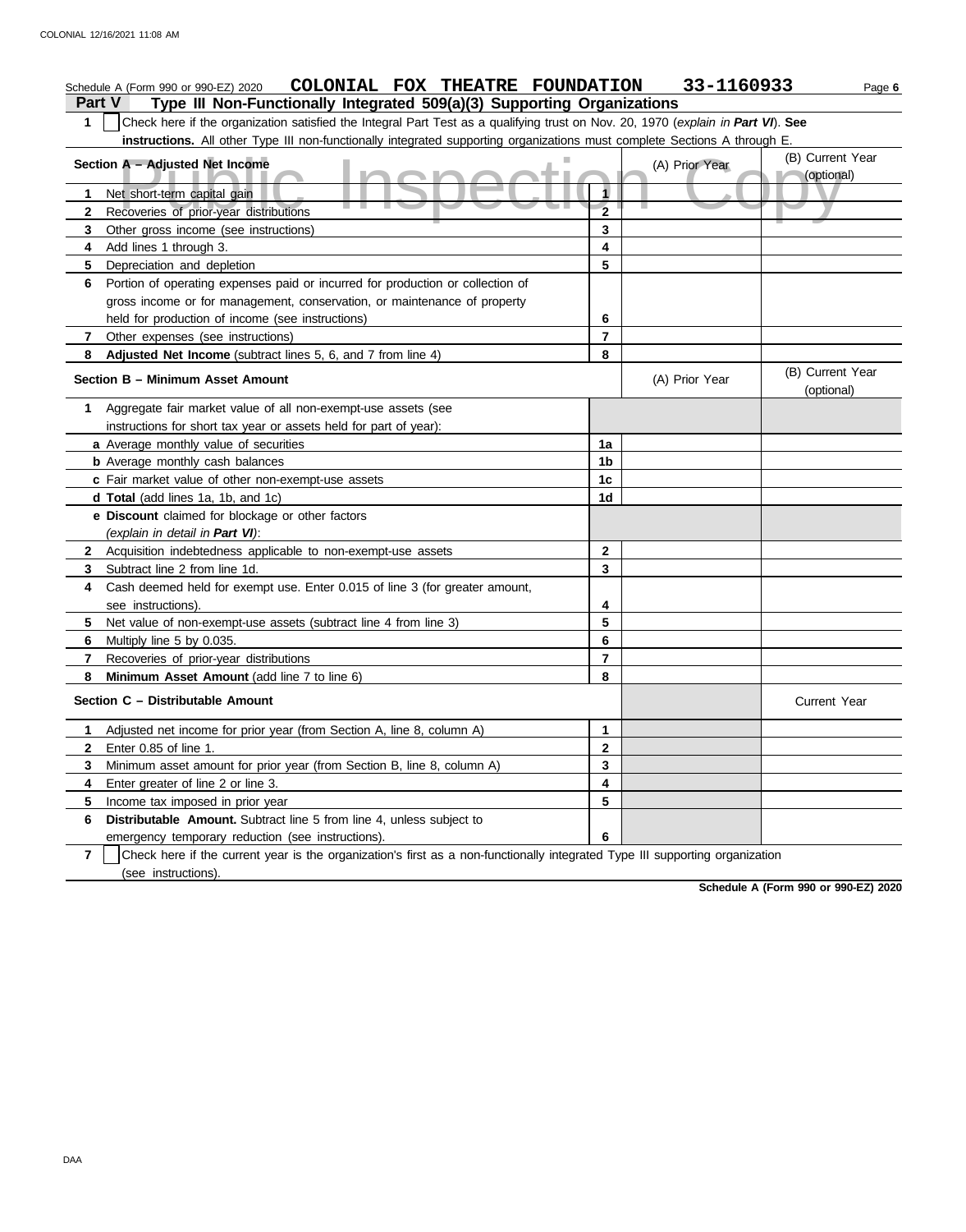Schedule A (Form 990 or 990-EZ) 2020 **COLONIAL FOX THEATRE FOUNDATION** **33-1160933** Page **6**

## Part V Type III Non-Functionally Integrated 509(a)(3) Supporting Organizations

**1** ☐ Check here if the organization satisfied the Integral Part Test as a qualifying trust on Nov. 20, 1970 (*explain in* ***Part VI***). **See instructions.** All other Type III non-functionally integrated supporting organizations must complete Sections A through E.

| Section A – Adjusted Net Income | | (A) Prior Year | (B) Current Year (optional) |
|---|---|---|---|
| **1** Net short-term capital gain | 1 | | |
| **2** Recoveries of prior-year distributions | 2 | | |
| **3** Other gross income (see instructions) | 3 | | |
| **4** Add lines 1 through 3. | 4 | | |
| **5** Depreciation and depletion | 5 | | |
| **6** Portion of operating expenses paid or incurred for production or collection of gross income or for management, conservation, or maintenance of property held for production of income (see instructions) | 6 | | |
| **7** Other expenses (see instructions) | 7 | | |
| **8** **Adjusted Net Income** (subtract lines 5, 6, and 7 from line 4) | 8 | | |

| Section B – Minimum Asset Amount | | (A) Prior Year | (B) Current Year (optional) |
|---|---|---|---|
| **1** Aggregate fair market value of all non-exempt-use assets (see instructions for short tax year or assets held for part of year): | | | |
| **a** Average monthly value of securities | 1a | | |
| **b** Average monthly cash balances | 1b | | |
| **c** Fair market value of other non-exempt-use assets | 1c | | |
| **d** **Total** (add lines 1a, 1b, and 1c) | 1d | | |
| **e** **Discount** claimed for blockage or other factors (*explain in detail in* ***Part VI***): | | | |
| **2** Acquisition indebtedness applicable to non-exempt-use assets | 2 | | |
| **3** Subtract line 2 from line 1d. | 3 | | |
| **4** Cash deemed held for exempt use. Enter 0.015 of line 3 (for greater amount, see instructions). | 4 | | |
| **5** Net value of non-exempt-use assets (subtract line 4 from line 3) | 5 | | |
| **6** Multiply line 5 by 0.035. | 6 | | |
| **7** Recoveries of prior-year distributions | 7 | | |
| **8** **Minimum Asset Amount** (add line 7 to line 6) | 8 | | |

| Section C – Distributable Amount | | | Current Year |
|---|---|---|---|
| **1** Adjusted net income for prior year (from Section A, line 8, column A) | 1 | | |
| **2** Enter 0.85 of line 1. | 2 | | |
| **3** Minimum asset amount for prior year (from Section B, line 8, column A) | 3 | | |
| **4** Enter greater of line 2 or line 3. | 4 | | |
| **5** Income tax imposed in prior year | 5 | | |
| **6** **Distributable Amount.** Subtract line 5 from line 4, unless subject to emergency temporary reduction (see instructions). | 6 | | |

**7** ☐ Check here if the current year is the organization's first as a non-functionally integrated Type III supporting organization (see instructions).

**Schedule A (Form 990 or 990-EZ) 2020**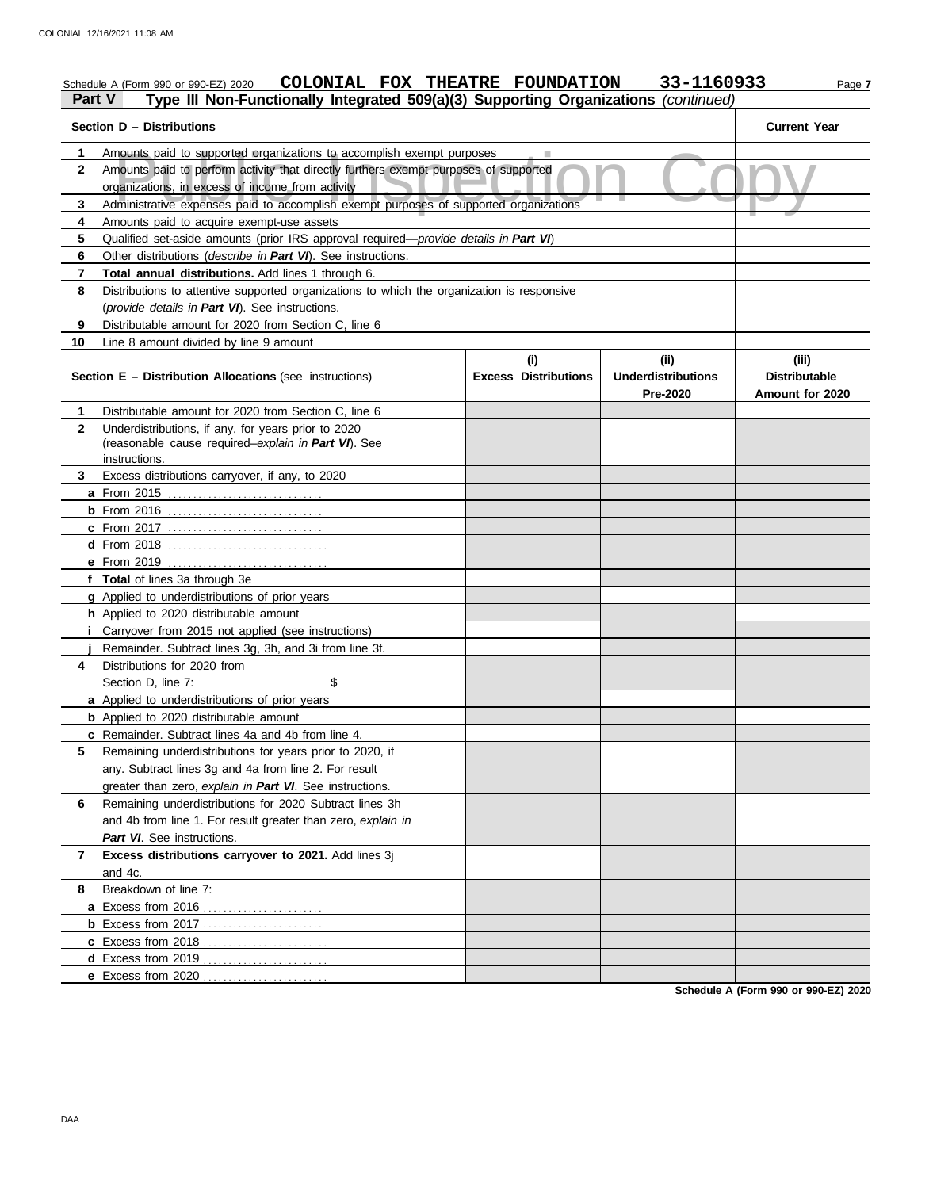Schedule A (Form 990 or 990-EZ) 2020 **COLONIAL FOX THEATRE FOUNDATION 33-1160933**

## Part V Type III Non-Functionally Integrated 509(a)(3) Supporting Organizations *(continued)*

| Section D – Distributions | | Current Year |
|---|---|---|
| **1** | Amounts paid to supported organizations to accomplish exempt purposes | |
| **2** | Amounts paid to perform activity that directly furthers exempt purposes of supported organizations, in excess of income from activity | |
| **3** | Administrative expenses paid to accomplish exempt purposes of supported organizations | |
| **4** | Amounts paid to acquire exempt-use assets | |
| **5** | Qualified set-aside amounts (prior IRS approval required—*provide details in **Part VI***) | |
| **6** | Other distributions (*describe in **Part VI***). See instructions. | |
| **7** | **Total annual distributions.** Add lines 1 through 6. | |
| **8** | Distributions to attentive supported organizations to which the organization is responsive (*provide details in **Part VI***). See instructions. | |
| **9** | Distributable amount for 2020 from Section C, line 6 | |
| **10** | Line 8 amount divided by line 9 amount | |

| Section E – Distribution Allocations (see instructions) | (i) Excess Distributions | (ii) Underdistributions Pre-2020 | (iii) Distributable Amount for 2020 |
|---|---|---|---|
| **1** Distributable amount for 2020 from Section C, line 6 | | | |
| **2** Underdistributions, if any, for years prior to 2020 (reasonable cause required–*explain in **Part VI***). See instructions. | | | |
| **3** Excess distributions carryover, if any, to 2020 | | | |
| **a** From 2015 | | | |
| **b** From 2016 | | | |
| **c** From 2017 | | | |
| **d** From 2018 | | | |
| **e** From 2019 | | | |
| **f** **Total** of lines 3a through 3e | | | |
| **g** Applied to underdistributions of prior years | | | |
| **h** Applied to 2020 distributable amount | | | |
| **i** Carryover from 2015 not applied (see instructions) | | | |
| **j** Remainder. Subtract lines 3g, 3h, and 3i from line 3f. | | | |
| **4** Distributions for 2020 from Section D, line 7: $ | | | |
| **a** Applied to underdistributions of prior years | | | |
| **b** Applied to 2020 distributable amount | | | |
| **c** Remainder. Subtract lines 4a and 4b from line 4. | | | |
| **5** Remaining underdistributions for years prior to 2020, if any. Subtract lines 3g and 4a from line 2. For result greater than zero, *explain in **Part VI***. See instructions. | | | |
| **6** Remaining underdistributions for 2020 Subtract lines 3h and 4b from line 1. For result greater than zero, *explain in **Part VI***. See instructions. | | | |
| **7** **Excess distributions carryover to 2021.** Add lines 3j and 4c. | | | |
| **8** Breakdown of line 7: | | | |
| **a** Excess from 2016 | | | |
| **b** Excess from 2017 | | | |
| **c** Excess from 2018 | | | |
| **d** Excess from 2019 | | | |
| **e** Excess from 2020 | | | |

**Schedule A (Form 990 or 990-EZ) 2020**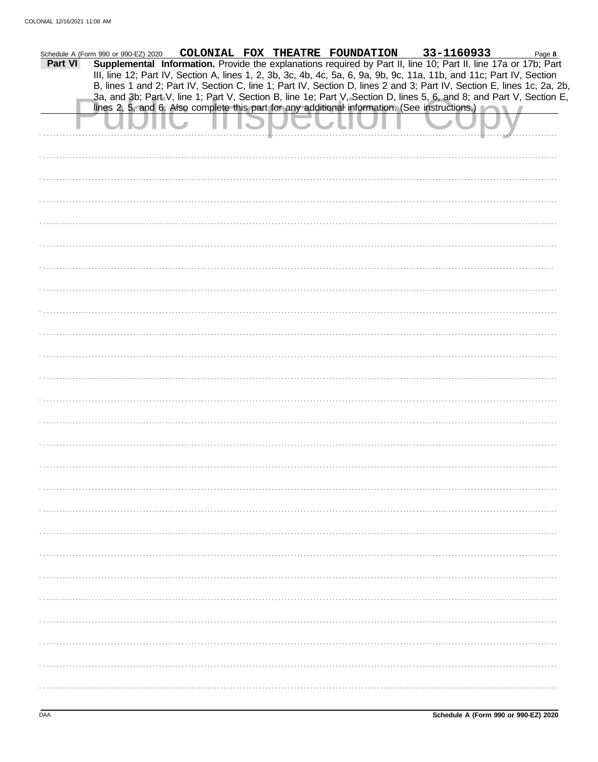Schedule A (Form 990 or 990-EZ) 2020 COLONIAL FOX THEATRE FOUNDATION 33-1160933

**Part VI** **Supplemental Information.** Provide the explanations required by Part II, line 10; Part II, line 17a or 17b; Part III, line 12; Part IV, Section A, lines 1, 2, 3b, 3c, 4b, 4c, 5a, 6, 9a, 9b, 9c, 11a, 11b, and 11c; Part IV, Section B, lines 1 and 2; Part IV, Section C, line 1; Part IV, Section D, lines 2 and 3; Part IV, Section E, lines 1c, 2a, 2b, 3a, and 3b; Part V, line 1; Part V, Section B, line 1e; Part V, Section D, lines 5, 6, and 8; and Part V, Section E, lines 2, 5, and 6. Also complete this part for any additional information. (See instructions.)

Public Inspection Copy

Schedule A (Form 990 or 990-EZ) 2020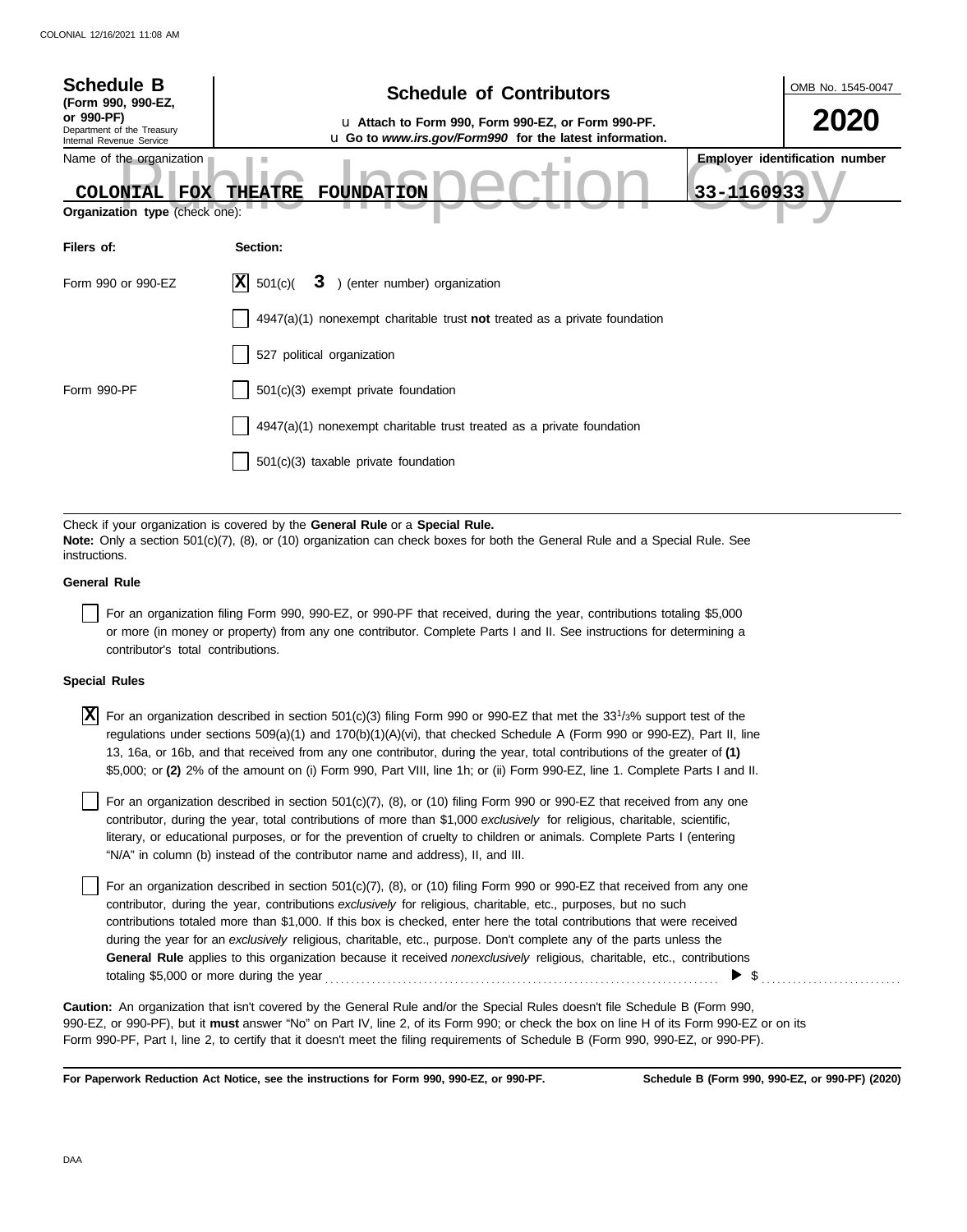**Schedule B**
**(Form 990, 990-EZ, or 990-PF)**
Department of the Treasury
Internal Revenue Service

# Schedule of Contributors

u **Attach to Form 990, Form 990-EZ, or Form 990-PF.**
u **Go to *www.irs.gov/Form990* for the latest information.**

OMB No. 1545-0047

**2020**

Name of the organization: **COLONIAL FOX THEATRE FOUNDATION**

**Employer identification number:** 33-1160933

**Organization type** (check one):

| Filers of: | Section: |
|---|---|
| Form 990 or 990-EZ | [X] 501(c)( **3** ) (enter number) organization |
| | [ ] 4947(a)(1) nonexempt charitable trust **not** treated as a private foundation |
| | [ ] 527 political organization |
| Form 990-PF | [ ] 501(c)(3) exempt private foundation |
| | [ ] 4947(a)(1) nonexempt charitable trust treated as a private foundation |
| | [ ] 501(c)(3) taxable private foundation |

Check if your organization is covered by the **General Rule** or a **Special Rule.**
**Note:** Only a section 501(c)(7), (8), or (10) organization can check boxes for both the General Rule and a Special Rule. See instructions.

**General Rule**

[ ] For an organization filing Form 990, 990-EZ, or 990-PF that received, during the year, contributions totaling $5,000 or more (in money or property) from any one contributor. Complete Parts I and II. See instructions for determining a contributor's total contributions.

**Special Rules**

[X] For an organization described in section 501(c)(3) filing Form 990 or 990-EZ that met the 33 1/3% support test of the regulations under sections 509(a)(1) and 170(b)(1)(A)(vi), that checked Schedule A (Form 990 or 990-EZ), Part II, line 13, 16a, or 16b, and that received from any one contributor, during the year, total contributions of the greater of **(1)** $5,000; or **(2)** 2% of the amount on (i) Form 990, Part VIII, line 1h; or (ii) Form 990-EZ, line 1. Complete Parts I and II.

[ ] For an organization described in section 501(c)(7), (8), or (10) filing Form 990 or 990-EZ that received from any one contributor, during the year, total contributions of more than $1,000 *exclusively* for religious, charitable, scientific, literary, or educational purposes, or for the prevention of cruelty to children or animals. Complete Parts I (entering "N/A" in column (b) instead of the contributor name and address), II, and III.

[ ] For an organization described in section 501(c)(7), (8), or (10) filing Form 990 or 990-EZ that received from any one contributor, during the year, contributions *exclusively* for religious, charitable, etc., purposes, but no such contributions totaled more than $1,000. If this box is checked, enter here the total contributions that were received during the year for an *exclusively* religious, charitable, etc., purpose. Don't complete any of the parts unless the **General Rule** applies to this organization because it received *nonexclusively* religious, charitable, etc., contributions totaling $5,000 or more during the year . . . . . . ▶ $ . . . . . . . .

**Caution:** An organization that isn't covered by the General Rule and/or the Special Rules doesn't file Schedule B (Form 990, 990-EZ, or 990-PF), but it **must** answer "No" on Part IV, line 2, of its Form 990; or check the box on line H of its Form 990-EZ or on its Form 990-PF, Part I, line 2, to certify that it doesn't meet the filing requirements of Schedule B (Form 990, 990-EZ, or 990-PF).

**For Paperwork Reduction Act Notice, see the instructions for Form 990, 990-EZ, or 990-PF.** **Schedule B (Form 990, 990-EZ, or 990-PF) (2020)**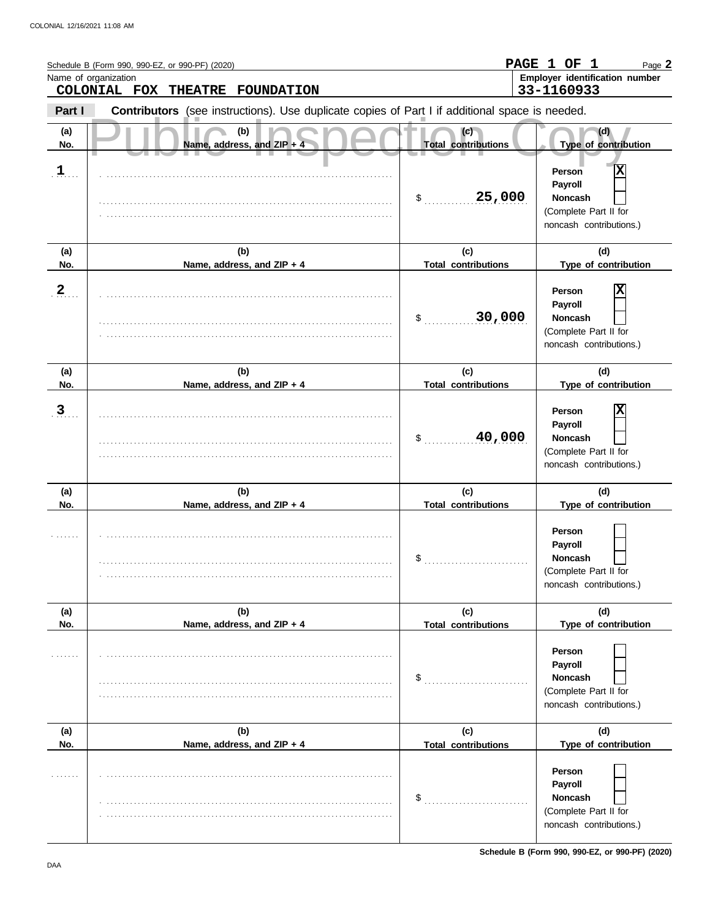Schedule B (Form 990, 990-EZ, or 990-PF) (2020) **PAGE 1 OF 1** Page **2**

Name of organization: **COLONIAL FOX THEATRE FOUNDATION**

Employer identification number: **33-1160933**

**Part I** **Contributors** (see instructions). Use duplicate copies of Part I if additional space is needed.

| (a) No. | (b) Name, address, and ZIP + 4 | (c) Total contributions | (d) Type of contribution |
|---|---|---|---|
| 1 | | $ 25,000 | Person [X] Payroll [ ] Noncash [ ] (Complete Part II for noncash contributions.) |
| 2 | | $ 30,000 | Person [X] Payroll [ ] Noncash [ ] (Complete Part II for noncash contributions.) |
| 3 | | $ 40,000 | Person [X] Payroll [ ] Noncash [ ] (Complete Part II for noncash contributions.) |
| | | $ | Person [ ] Payroll [ ] Noncash [ ] (Complete Part II for noncash contributions.) |
| | | $ | Person [ ] Payroll [ ] Noncash [ ] (Complete Part II for noncash contributions.) |
| | | $ | Person [ ] Payroll [ ] Noncash [ ] (Complete Part II for noncash contributions.) |

Schedule B (Form 990, 990-EZ, or 990-PF) (2020)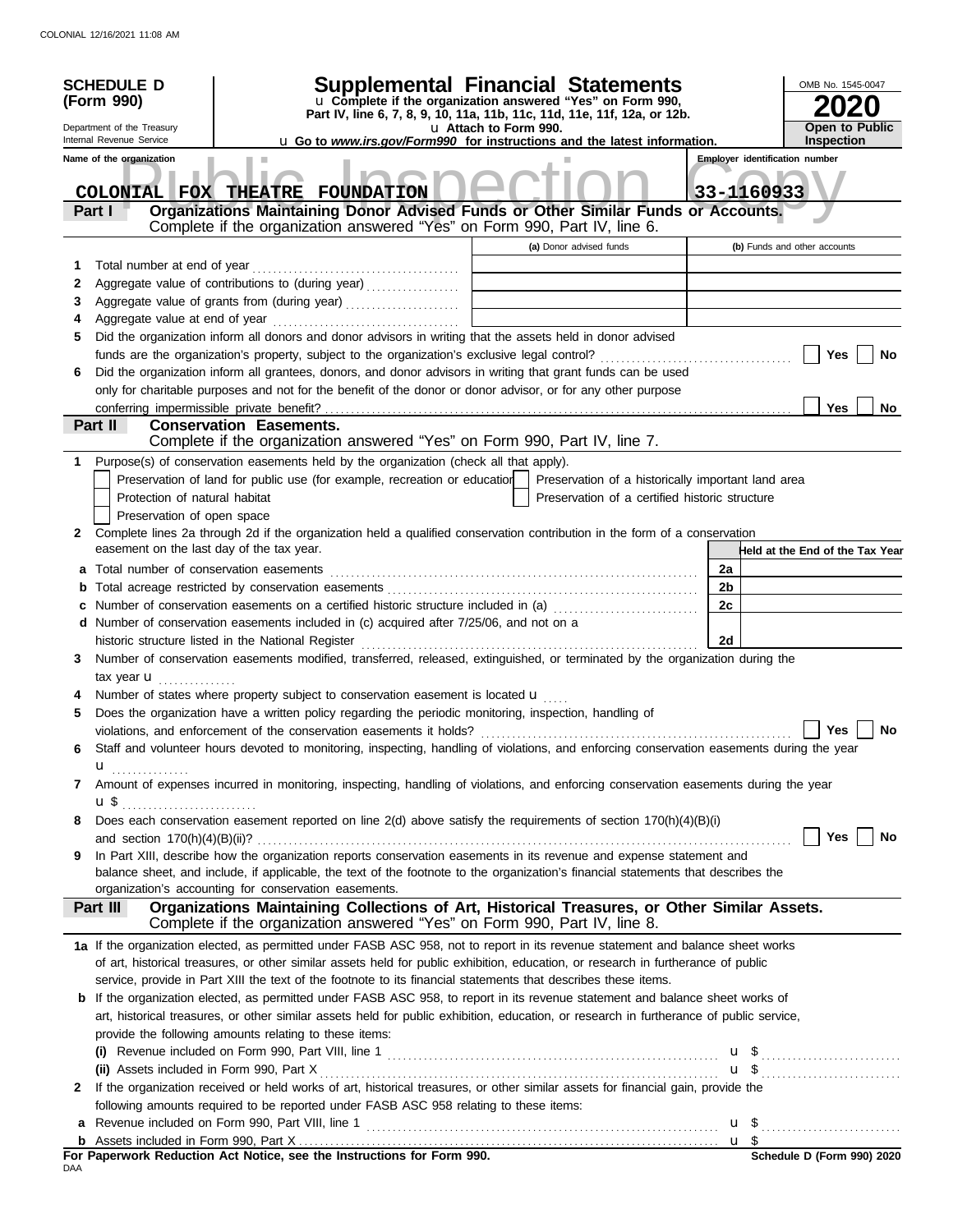COLONIAL 12/16/2021 11:08 AM

**SCHEDULE D (Form 990)**

Department of the Treasury
Internal Revenue Service

# Supplemental Financial Statements

u Complete if the organization answered "Yes" on Form 990, Part IV, line 6, 7, 8, 9, 10, 11a, 11b, 11c, 11d, 11e, 11f, 12a, or 12b.
u Attach to Form 990.
u Go to *www.irs.gov/Form990* for instructions and the latest information.

OMB No. 1545-0047
**2020**
**Open to Public Inspection**

Name of the organization: **COLONIAL FOX THEATRE FOUNDATION**
Employer identification number: **33-1160933**

## Part I — Organizations Maintaining Donor Advised Funds or Other Similar Funds or Accounts.
Complete if the organization answered "Yes" on Form 990, Part IV, line 6.

| | | (a) Donor advised funds | (b) Funds and other accounts |
|---|---|---|---|
| 1 | Total number at end of year | | |
| 2 | Aggregate value of contributions to (during year) | | |
| 3 | Aggregate value of grants from (during year) | | |
| 4 | Aggregate value at end of year | | |

5 Did the organization inform all donors and donor advisors in writing that the assets held in donor advised funds are the organization's property, subject to the organization's exclusive legal control? ☐ Yes ☐ No

6 Did the organization inform all grantees, donors, and donor advisors in writing that grant funds can be used only for charitable purposes and not for the benefit of the donor or donor advisor, or for any other purpose conferring impermissible private benefit? ☐ Yes ☐ No

## Part II — Conservation Easements.
Complete if the organization answered "Yes" on Form 990, Part IV, line 7.

1 Purpose(s) of conservation easements held by the organization (check all that apply).
- ☐ Preservation of land for public use (for example, recreation or education)
- ☐ Protection of natural habitat
- ☐ Preservation of open space
- ☐ Preservation of a historically important land area
- ☐ Preservation of a certified historic structure

2 Complete lines 2a through 2d if the organization held a qualified conservation contribution in the form of a conservation easement on the last day of the tax year.

| | | | Held at the End of the Tax Year |
|---|---|---|---|
| a | Total number of conservation easements | 2a | |
| b | Total acreage restricted by conservation easements | 2b | |
| c | Number of conservation easements on a certified historic structure included in (a) | 2c | |
| d | Number of conservation easements included in (c) acquired after 7/25/06, and not on a historic structure listed in the National Register | 2d | |

3 Number of conservation easements modified, transferred, released, extinguished, or terminated by the organization during the tax year u

4 Number of states where property subject to conservation easement is located u

5 Does the organization have a written policy regarding the periodic monitoring, inspection, handling of violations, and enforcement of the conservation easements it holds? ☐ Yes ☐ No

6 Staff and volunteer hours devoted to monitoring, inspecting, handling of violations, and enforcing conservation easements during the year u

7 Amount of expenses incurred in monitoring, inspecting, handling of violations, and enforcing conservation easements during the year u $

8 Does each conservation easement reported on line 2(d) above satisfy the requirements of section 170(h)(4)(B)(i) and section 170(h)(4)(B)(ii)? ☐ Yes ☐ No

9 In Part XIII, describe how the organization reports conservation easements in its revenue and expense statement and balance sheet, and include, if applicable, the text of the footnote to the organization's financial statements that describes the organization's accounting for conservation easements.

## Part III — Organizations Maintaining Collections of Art, Historical Treasures, or Other Similar Assets.
Complete if the organization answered "Yes" on Form 990, Part IV, line 8.

1a If the organization elected, as permitted under FASB ASC 958, not to report in its revenue statement and balance sheet works of art, historical treasures, or other similar assets held for public exhibition, education, or research in furtherance of public service, provide in Part XIII the text of the footnote to its financial statements that describes these items.

b If the organization elected, as permitted under FASB ASC 958, to report in its revenue statement and balance sheet works of art, historical treasures, or other similar assets held for public exhibition, education, or research in furtherance of public service, provide the following amounts relating to these items:

(i) Revenue included on Form 990, Part VIII, line 1 u $

(ii) Assets included in Form 990, Part X u $

2 If the organization received or held works of art, historical treasures, or other similar assets for financial gain, provide the following amounts required to be reported under FASB ASC 958 relating to these items:

a Revenue included on Form 990, Part VIII, line 1 u $

b Assets included in Form 990, Part X u $

**For Paperwork Reduction Act Notice, see the Instructions for Form 990.**
DAA
**Schedule D (Form 990) 2020**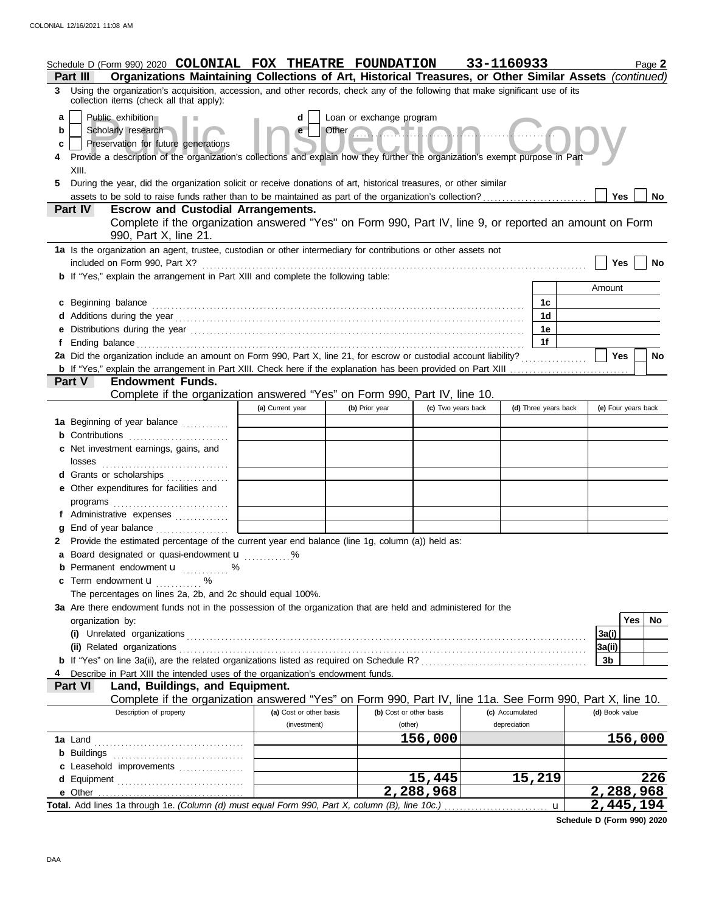Schedule D (Form 990) 2020 **COLONIAL FOX THEATRE FOUNDATION** 33-1160933 Page **2**

**Part III Organizations Maintaining Collections of Art, Historical Treasures, or Other Similar Assets** *(continued)*

**3** Using the organization's acquisition, accession, and other records, check any of the following that make significant use of its collection items (check all that apply):

- **a** [ ] Public exhibition
- **b** [ ] Scholarly research
- **c** [ ] Preservation for future generations
- **d** [ ] Loan or exchange program
- **e** [ ] Other ............

**4** Provide a description of the organization's collections and explain how they further the organization's exempt purpose in Part XIII.

**5** During the year, did the organization solicit or receive donations of art, historical treasures, or other similar assets to be sold to raise funds rather than to be maintained as part of the organization's collection? [ ] Yes [ ] No

**Part IV Escrow and Custodial Arrangements.**

Complete if the organization answered "Yes" on Form 990, Part IV, line 9, or reported an amount on Form 990, Part X, line 21.

**1a** Is the organization an agent, trustee, custodian or other intermediary for contributions or other assets not included on Form 990, Part X? [ ] Yes [ ] No

**b** If "Yes," explain the arrangement in Part XIII and complete the following table:

| | | Amount |
|---|---|---|
| **c** Beginning balance | 1c | |
| **d** Additions during the year | 1d | |
| **e** Distributions during the year | 1e | |
| **f** Ending balance | 1f | |

**2a** Did the organization include an amount on Form 990, Part X, line 21, for escrow or custodial liability? [ ] Yes [ ] No

**b** If "Yes," explain the arrangement in Part XIII. Check here if the explanation has been provided on Part XIII [ ]

**Part V Endowment Funds.**

Complete if the organization answered "Yes" on Form 990, Part IV, line 10.

| | (a) Current year | (b) Prior year | (c) Two years back | (d) Three years back | (e) Four years back |
|---|---|---|---|---|---|
| **1a** Beginning of year balance | | | | | |
| **b** Contributions | | | | | |
| **c** Net investment earnings, gains, and losses | | | | | |
| **d** Grants or scholarships | | | | | |
| **e** Other expenditures for facilities and programs | | | | | |
| **f** Administrative expenses | | | | | |
| **g** End of year balance | | | | | |

**2** Provide the estimated percentage of the current year end balance (line 1g, column (a)) held as:

- **a** Board designated or quasi-endowment ............ %
- **b** Permanent endowment ............ %
- **c** Term endowment ............ %

The percentages on lines 2a, 2b, and 2c should equal 100%.

**3a** Are there endowment funds not in the possession of the organization that are held and administered for the organization by:

| | | Yes | No |
|---|---|---|---|
| **(i)** Unrelated organizations | 3a(i) | | |
| **(ii)** Related organizations | 3a(ii) | | |
| **b** If "Yes" on line 3a(ii), are the related organizations listed as required on Schedule R? | 3b | | |

**4** Describe in Part XIII the intended uses of the organization's endowment funds.

**Part VI Land, Buildings, and Equipment.**

Complete if the organization answered "Yes" on Form 990, Part IV, line 11a. See Form 990, Part X, line 10.

| Description of property | (a) Cost or other basis (investment) | (b) Cost or other basis (other) | (c) Accumulated depreciation | (d) Book value |
|---|---|---|---|---|
| **1a** Land | | 156,000 | | 156,000 |
| **b** Buildings | | | | |
| **c** Leasehold improvements | | | | |
| **d** Equipment | | 15,445 | 15,219 | 226 |
| **e** Other | | 2,288,968 | | 2,288,968 |
| **Total.** Add lines 1a through 1e. *(Column (d) must equal Form 990, Part X, column (B), line 10c.)* | | | | 2,445,194 |

**Schedule D (Form 990) 2020**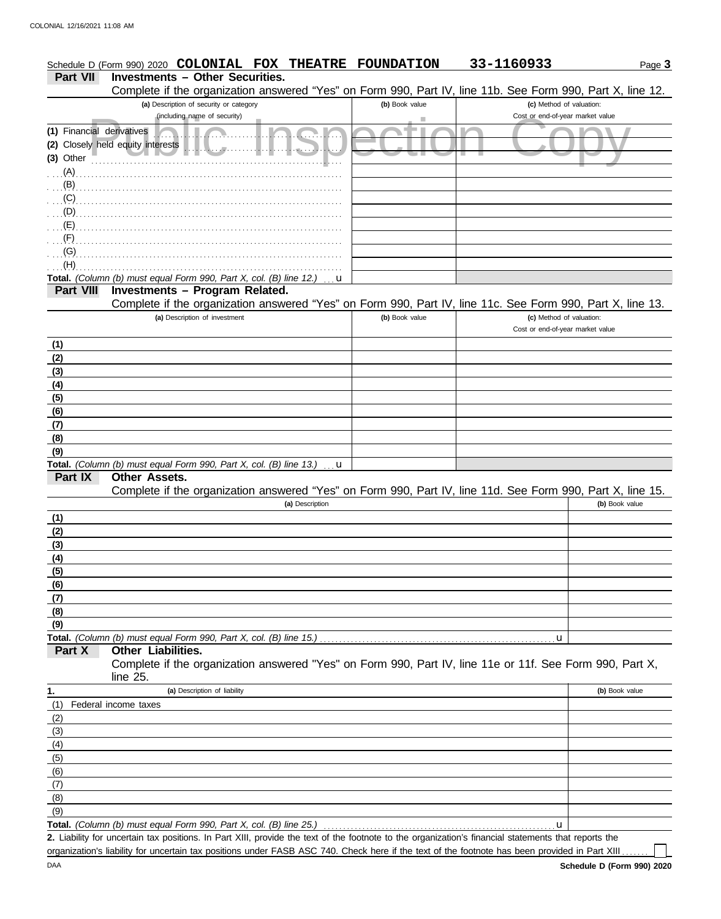Schedule D (Form 990) 2020 **COLONIAL FOX THEATRE FOUNDATION** 33-1160933 Page **3**

**Part VII** **Investments – Other Securities.**

Complete if the organization answered "Yes" on Form 990, Part IV, line 11b. See Form 990, Part X, line 12.

| (a) Description of security or category (including name of security) | (b) Book value | (c) Method of valuation: Cost or end-of-year market value |
|---|---|---|
| (1) Financial derivatives | | |
| (2) Closely held equity interests | | |
| (3) Other | | |
| (A) | | |
| (B) | | |
| (C) | | |
| (D) | | |
| (E) | | |
| (F) | | |
| (G) | | |
| (H) | | |
| **Total.** *(Column (b) must equal Form 990, Part X, col. (B) line 12.)* u | | |

**Part VIII** **Investments – Program Related.**

Complete if the organization answered "Yes" on Form 990, Part IV, line 11c. See Form 990, Part X, line 13.

| (a) Description of investment | (b) Book value | (c) Method of valuation: Cost or end-of-year market value |
|---|---|---|
| (1) | | |
| (2) | | |
| (3) | | |
| (4) | | |
| (5) | | |
| (6) | | |
| (7) | | |
| (8) | | |
| (9) | | |
| **Total.** *(Column (b) must equal Form 990, Part X, col. (B) line 13.)* u | | |

**Part IX** **Other Assets.**

Complete if the organization answered "Yes" on Form 990, Part IV, line 11d. See Form 990, Part X, line 15.

| (a) Description | (b) Book value |
|---|---|
| (1) | |
| (2) | |
| (3) | |
| (4) | |
| (5) | |
| (6) | |
| (7) | |
| (8) | |
| (9) | |
| **Total.** *(Column (b) must equal Form 990, Part X, col. (B) line 15.)* u | |

**Part X** **Other Liabilities.**

Complete if the organization answered "Yes" on Form 990, Part IV, line 11e or 11f. See Form 990, Part X, line 25.

| 1. (a) Description of liability | (b) Book value |
|---|---|
| (1) Federal income taxes | |
| (2) | |
| (3) | |
| (4) | |
| (5) | |
| (6) | |
| (7) | |
| (8) | |
| (9) | |
| **Total.** *(Column (b) must equal Form 990, Part X, col. (B) line 25.)* u | |

**2.** Liability for uncertain tax positions. In Part XIII, provide the text of the footnote to the organization's financial statements that reports the organization's liability for uncertain tax positions under FASB ASC 740. Check here if the text of the footnote has been provided in Part XIII ☐

DAA **Schedule D (Form 990) 2020**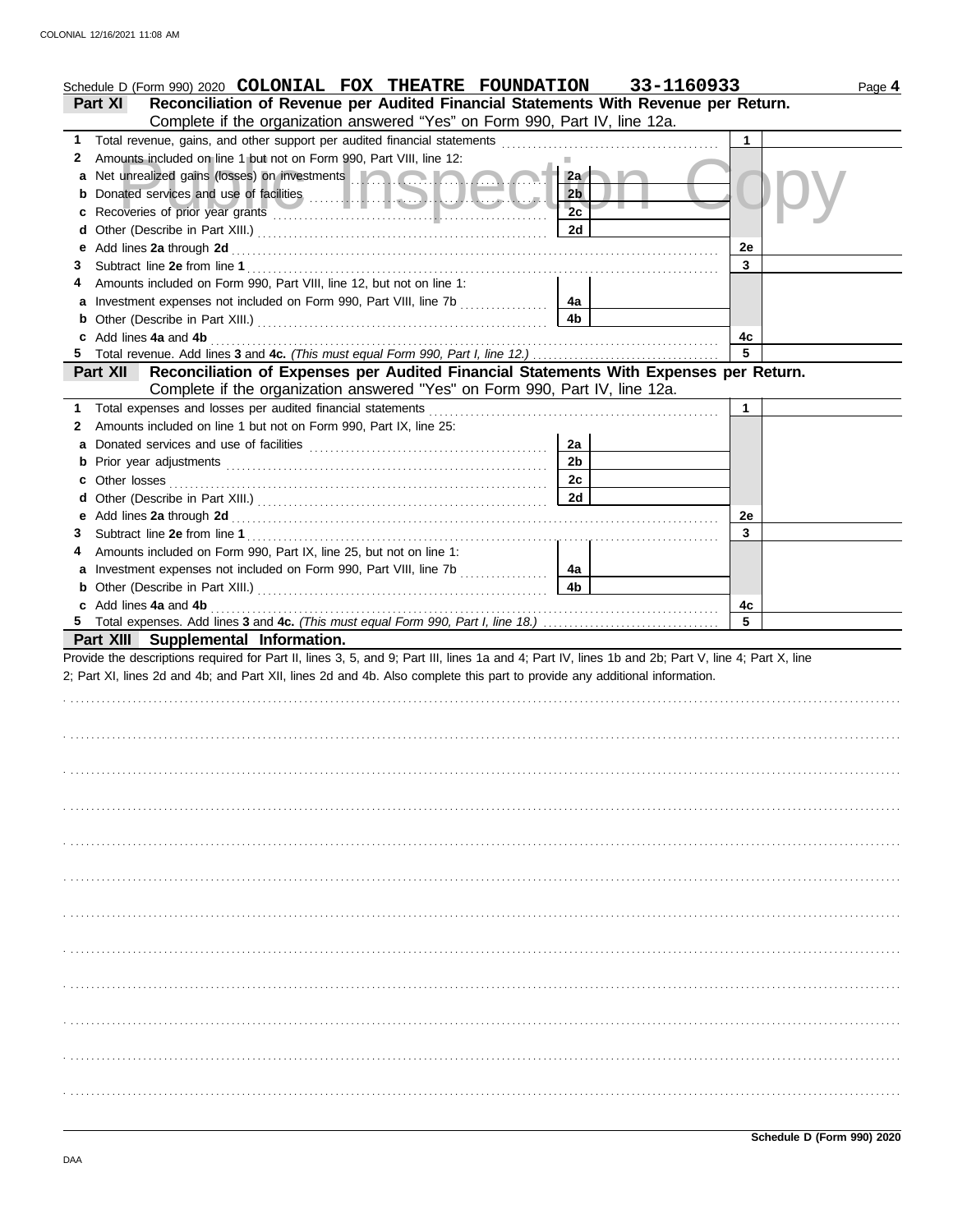Schedule D (Form 990) 2020 **COLONIAL FOX THEATRE FOUNDATION** **33-1160933** Page **4**

## Part XI Reconciliation of Revenue per Audited Financial Statements With Revenue per Return.

Complete if the organization answered "Yes" on Form 990, Part IV, line 12a.

| | | | | | |
|---|---|---|---|---|---|
| 1 | Total revenue, gains, and other support per audited financial statements | | | 1 | |
| 2 | Amounts included on line 1 but not on Form 990, Part VIII, line 12: | | | | |
| a | Net unrealized gains (losses) on investments | 2a | | | |
| b | Donated services and use of facilities | 2b | | | |
| c | Recoveries of prior year grants | 2c | | | |
| d | Other (Describe in Part XIII.) | 2d | | | |
| e | Add lines **2a** through **2d** | | | 2e | |
| 3 | Subtract line **2e** from line **1** | | | 3 | |
| 4 | Amounts included on Form 990, Part VIII, line 12, but not on line 1: | | | | |
| a | Investment expenses not included on Form 990, Part VIII, line 7b | 4a | | | |
| b | Other (Describe in Part XIII.) | 4b | | | |
| c | Add lines **4a** and **4b** | | | 4c | |
| 5 | Total revenue. Add lines **3** and **4c.** *(This must equal Form 990, Part I, line 12.)* | | | 5 | |

## Part XII Reconciliation of Expenses per Audited Financial Statements With Expenses per Return.

Complete if the organization answered "Yes" on Form 990, Part IV, line 12a.

| | | | | | |
|---|---|---|---|---|---|
| 1 | Total expenses and losses per audited financial statements | | | 1 | |
| 2 | Amounts included on line 1 but not on Form 990, Part IX, line 25: | | | | |
| a | Donated services and use of facilities | 2a | | | |
| b | Prior year adjustments | 2b | | | |
| c | Other losses | 2c | | | |
| d | Other (Describe in Part XIII.) | 2d | | | |
| e | Add lines **2a** through **2d** | | | 2e | |
| 3 | Subtract line **2e** from line **1** | | | 3 | |
| 4 | Amounts included on Form 990, Part IX, line 25, but not on line 1: | | | | |
| a | Investment expenses not included on Form 990, Part VIII, line 7b | 4a | | | |
| b | Other (Describe in Part XIII.) | 4b | | | |
| c | Add lines **4a** and **4b** | | | 4c | |
| 5 | Total expenses. Add lines **3** and **4c.** *(This must equal Form 990, Part I, line 18.)* | | | 5 | |

## Part XIII Supplemental Information.

Provide the descriptions required for Part II, lines 3, 5, and 9; Part III, lines 1a and 4; Part IV, lines 1b and 2b; Part V, line 4; Part X, line 2; Part XI, lines 2d and 4b; and Part XII, lines 2d and 4b. Also complete this part to provide any additional information.

**Schedule D (Form 990) 2020**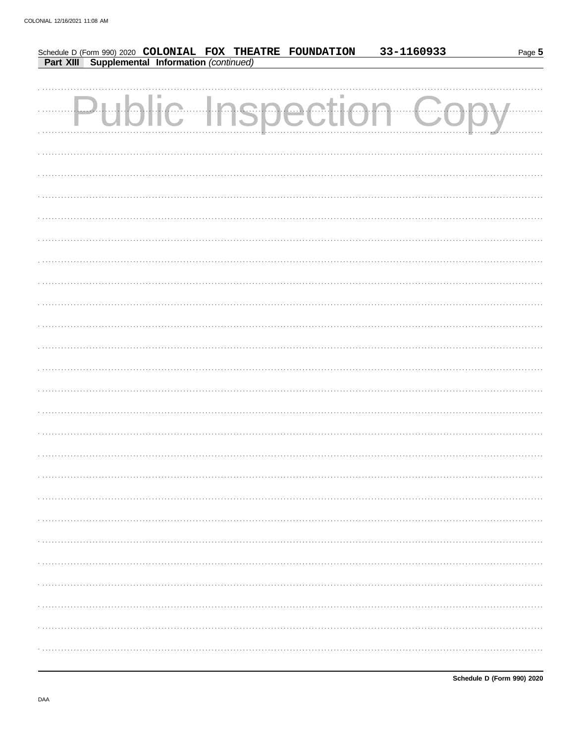Schedule D (Form 990) 2020 **COLONIAL FOX THEATRE FOUNDATION** **33-1160933**

**Part XIII Supplemental Information** *(continued)*

Public Inspection Copy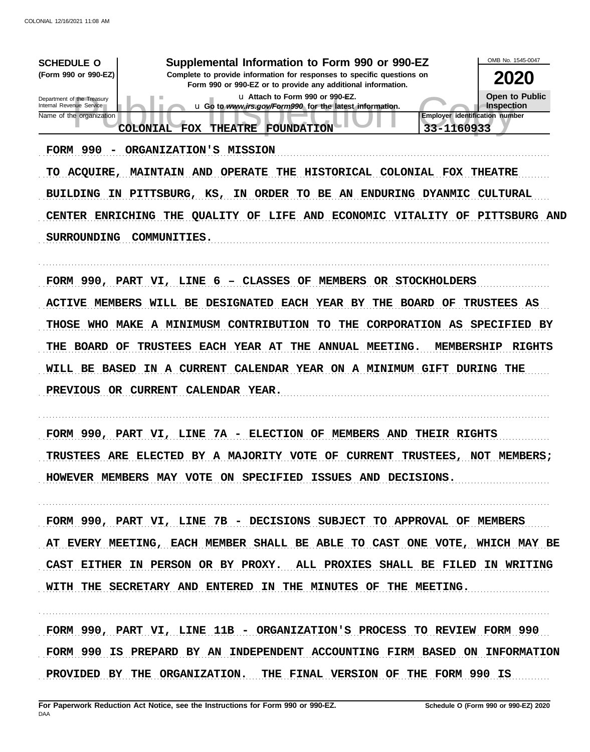**SCHEDULE O**
**(Form 990 or 990-EZ)**

Department of the Treasury
Internal Revenue Service

# Supplemental Information to Form 990 or 990-EZ

**Complete to provide information for responses to specific questions on Form 990 or 990-EZ or to provide any additional information.**

u Attach to Form 990 or 990-EZ.
u Go to *www.irs.gov/Form990* for the latest information.

OMB No. 1545-0047

**2020**

**Open to Public Inspection**

Name of the organization: COLONIAL FOX THEATRE FOUNDATION

Employer identification number: 33-1160933

FORM 990 - ORGANIZATION'S MISSION

TO ACQUIRE, MAINTAIN AND OPERATE THE HISTORICAL COLONIAL FOX THEATRE BUILDING IN PITTSBURG, KS, IN ORDER TO BE AN ENDURING DYANMIC CULTURAL CENTER ENRICHING THE QUALITY OF LIFE AND ECONOMIC VITALITY OF PITTSBURG AND SURROUNDING COMMUNITIES.

FORM 990, PART VI, LINE 6 – CLASSES OF MEMBERS OR STOCKHOLDERS

ACTIVE MEMBERS WILL BE DESIGNATED EACH YEAR BY THE BOARD OF TRUSTEES AS THOSE WHO MAKE A MINIMUSM CONTRIBUTION TO THE CORPORATION AS SPECIFIED BY THE BOARD OF TRUSTEES EACH YEAR AT THE ANNUAL MEETING. MEMBERSHIP RIGHTS WILL BE BASED IN A CURRENT CALENDAR YEAR ON A MINIMUM GIFT DURING THE PREVIOUS OR CURRENT CALENDAR YEAR.

FORM 990, PART VI, LINE 7A - ELECTION OF MEMBERS AND THEIR RIGHTS

TRUSTEES ARE ELECTED BY A MAJORITY VOTE OF CURRENT TRUSTEES, NOT MEMBERS; HOWEVER MEMBERS MAY VOTE ON SPECIFIED ISSUES AND DECISIONS.

FORM 990, PART VI, LINE 7B - DECISIONS SUBJECT TO APPROVAL OF MEMBERS

AT EVERY MEETING, EACH MEMBER SHALL BE ABLE TO CAST ONE VOTE, WHICH MAY BE CAST EITHER IN PERSON OR BY PROXY. ALL PROXIES SHALL BE FILED IN WRITING WITH THE SECRETARY AND ENTERED IN THE MINUTES OF THE MEETING.

FORM 990, PART VI, LINE 11B - ORGANIZATION'S PROCESS TO REVIEW FORM 990

FORM 990 IS PREPARD BY AN INDEPENDENT ACCOUNTING FIRM BASED ON INFORMATION PROVIDED BY THE ORGANIZATION. THE FINAL VERSION OF THE FORM 990 IS

**For Paperwork Reduction Act Notice, see the Instructions for Form 990 or 990-EZ.**
DAA

**Schedule O (Form 990 or 990-EZ) 2020**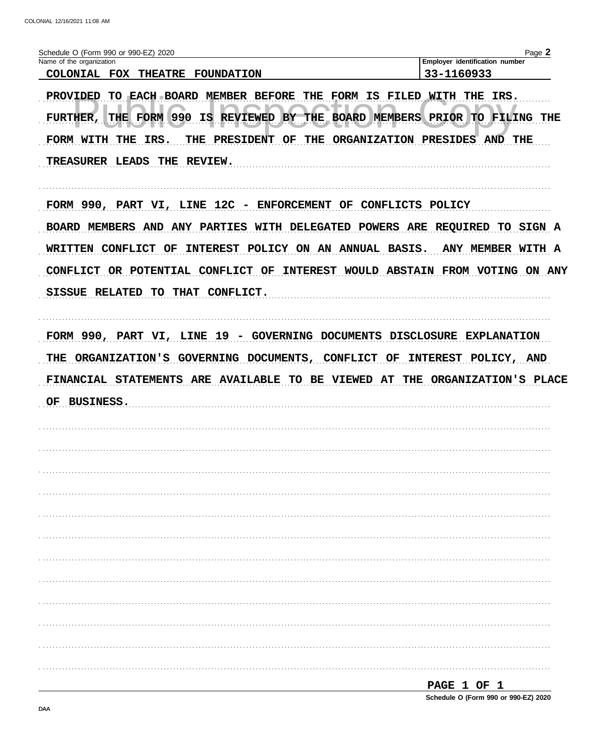Schedule O (Form 990 or 990-EZ) 2020 Page **2**

| Name of the organization | Employer identification number |
|---|---|
| COLONIAL FOX THEATRE FOUNDATION | 33-1160933 |

PROVIDED TO EACH BOARD MEMBER BEFORE THE FORM IS FILED WITH THE IRS. FURTHER, THE FORM 990 IS REVIEWED BY THE BOARD MEMBERS PRIOR TO FILING THE FORM WITH THE IRS. THE PRESIDENT OF THE ORGANIZATION PRESIDES AND THE TREASURER LEADS THE REVIEW.

FORM 990, PART VI, LINE 12C - ENFORCEMENT OF CONFLICTS POLICY

BOARD MEMBERS AND ANY PARTIES WITH DELEGATED POWERS ARE REQUIRED TO SIGN A WRITTEN CONFLICT OF INTEREST POLICY ON AN ANNUAL BASIS. ANY MEMBER WITH A CONFLICT OR POTENTIAL CONFLICT OF INTEREST WOULD ABSTAIN FROM VOTING ON ANY SISSUE RELATED TO THAT CONFLICT.

FORM 990, PART VI, LINE 19 - GOVERNING DOCUMENTS DISCLOSURE EXPLANATION

THE ORGANIZATION'S GOVERNING DOCUMENTS, CONFLICT OF INTEREST POLICY, AND FINANCIAL STATEMENTS ARE AVAILABLE TO BE VIEWED AT THE ORGANIZATION'S PLACE OF BUSINESS.

Schedule O (Form 990 or 990-EZ) 2020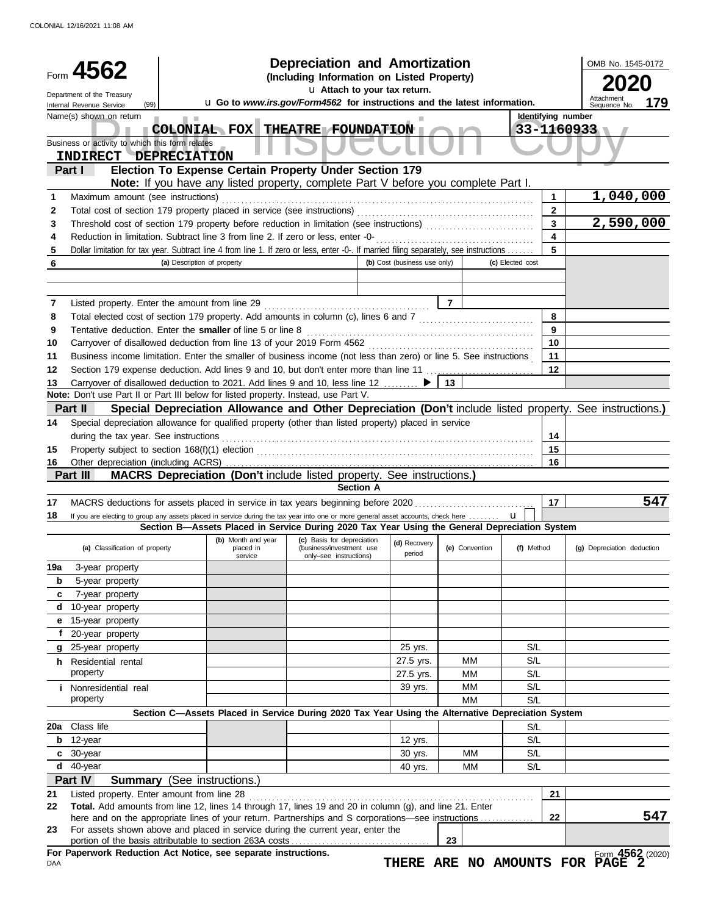# Form 4562 — Depreciation and Amortization

**(Including Information on Listed Property)**

u Attach to your tax return.

Department of the Treasury
Internal Revenue Service (99)

u Go to *www.irs.gov/Form4562* for instructions and the latest information.

OMB No. 1545-0172

**2020**

Attachment Sequence No. **179**

Name(s) shown on return: **COLONIAL FOX THEATRE FOUNDATION**

Identifying number: **33-1160933**

Business or activity to which this form relates: **INDIRECT DEPRECIATION**

Public Inspection Copy

## Part I — Election To Expense Certain Property Under Section 179

**Note:** If you have any listed property, complete Part V before you complete Part I.

| | | | |
|---|---|---|---|
| 1 | Maximum amount (see instructions) | 1 | 1,040,000 |
| 2 | Total cost of section 179 property placed in service (see instructions) | 2 | |
| 3 | Threshold cost of section 179 property before reduction in limitation (see instructions) | 3 | 2,590,000 |
| 4 | Reduction in limitation. Subtract line 3 from line 2. If zero or less, enter -0- | 4 | |
| 5 | Dollar limitation for tax year. Subtract line 4 from line 1. If zero or less, enter -0-. If married filing separately, see instructions | 5 | |

| 6 | (a) Description of property | (b) Cost (business use only) | (c) Elected cost |
|---|---|---|---|
| | | | |
| | | | |

| | | | |
|---|---|---|---|
| 7 | Listed property. Enter the amount from line 29 | 7 | |
| 8 | Total elected cost of section 179 property. Add amounts in column (c), lines 6 and 7 | 8 | |
| 9 | Tentative deduction. Enter the **smaller** of line 5 or line 8 | 9 | |
| 10 | Carryover of disallowed deduction from line 13 of your 2019 Form 4562 | 10 | |
| 11 | Business income limitation. Enter the smaller of business income (not less than zero) or line 5. See instructions | 11 | |
| 12 | Section 179 expense deduction. Add lines 9 and 10, but don't enter more than line 11 | 12 | |
| 13 | Carryover of disallowed deduction to 2021. Add lines 9 and 10, less line 12 ▶ | 13 | |

**Note:** Don't use Part II or Part III below for listed property. Instead, use Part V.

## Part II — Special Depreciation Allowance and Other Depreciation (Don't include listed property. See instructions.)

| | | | |
|---|---|---|---|
| 14 | Special depreciation allowance for qualified property (other than listed property) placed in service during the tax year. See instructions | 14 | |
| 15 | Property subject to section 168(f)(1) election | 15 | |
| 16 | Other depreciation (including ACRS) | 16 | |

## Part III — MACRS Depreciation (Don't include listed property. See instructions.)

### Section A

| | | | |
|---|---|---|---|
| 17 | MACRS deductions for assets placed in service in tax years beginning before 2020 | 17 | 547 |
| 18 | If you are electing to group any assets placed in service during the tax year into one or more general asset accounts, check here u | | |

### Section B—Assets Placed in Service During 2020 Tax Year Using the General Depreciation System

| (a) Classification of property | (b) Month and year placed in service | (c) Basis for depreciation (business/investment use only–see instructions) | (d) Recovery period | (e) Convention | (f) Method | (g) Depreciation deduction |
|---|---|---|---|---|---|---|
| 19a 3-year property | | | | | | |
| b 5-year property | | | | | | |
| c 7-year property | | | | | | |
| d 10-year property | | | | | | |
| e 15-year property | | | | | | |
| f 20-year property | | | | | | |
| g 25-year property | | | 25 yrs. | | S/L | |
| h Residential rental property | | | 27.5 yrs. | MM | S/L | |
| | | | 27.5 yrs. | MM | S/L | |
| i Nonresidential real property | | | 39 yrs. | MM | S/L | |
| | | | | MM | S/L | |

### Section C—Assets Placed in Service During 2020 Tax Year Using the Alternative Depreciation System

| (a) Classification of property | (b) Month and year placed in service | (c) Basis for depreciation | (d) Recovery period | (e) Convention | (f) Method | (g) Depreciation deduction |
|---|---|---|---|---|---|---|
| 20a Class life | | | | | S/L | |
| b 12-year | | | 12 yrs. | | S/L | |
| c 30-year | | | 30 yrs. | MM | S/L | |
| d 40-year | | | 40 yrs. | MM | S/L | |

## Part IV — Summary (See instructions.)

| | | | |
|---|---|---|---|
| 21 | Listed property. Enter amount from line 28 | 21 | |
| 22 | **Total.** Add amounts from line 12, lines 14 through 17, lines 19 and 20 in column (g), and line 21. Enter here and on the appropriate lines of your return. Partnerships and S corporations—see instructions | 22 | 547 |
| 23 | For assets shown above and placed in service during the current year, enter the portion of the basis attributable to section 263A costs | 23 | |

**For Paperwork Reduction Act Notice, see separate instructions.**

DAA

**THERE ARE NO AMOUNTS FOR PAGE 2**

Form **4562** (2020)